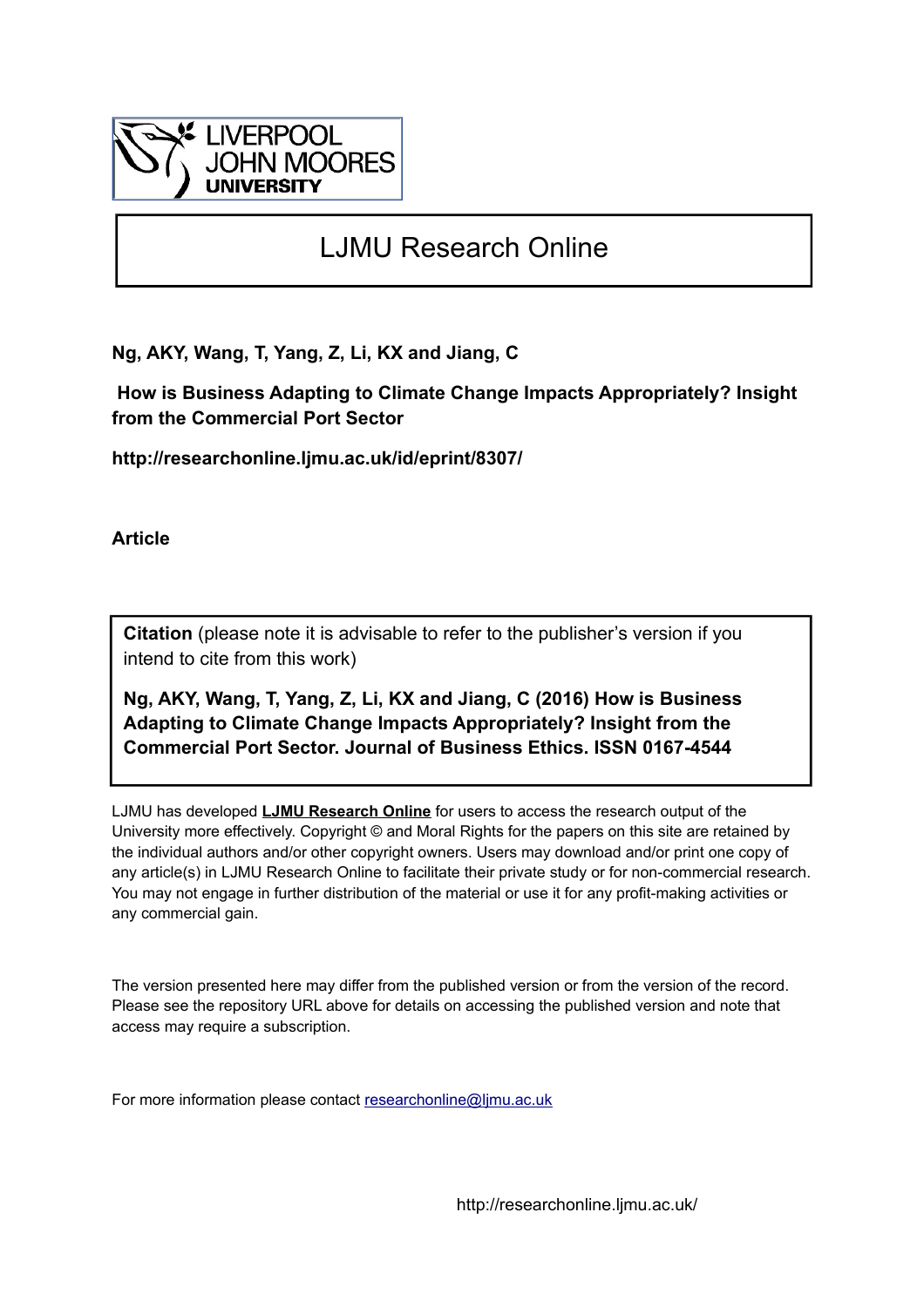LIVERPOOL JOHN MOORES UNIVERSITY

# LJMU Research Online

**Ng, AKY, Wang, T, Yang, Z, Li, KX and Jiang, C**

**How is Business Adapting to Climate Change Impacts Appropriately? Insight from the Commercial Port Sector**

**http://researchonline.ljmu.ac.uk/id/eprint/8307/**

**Article**

**Citation** (please note it is advisable to refer to the publisher's version if you intend to cite from this work)

**Ng, AKY, Wang, T, Yang, Z, Li, KX and Jiang, C (2016) How is Business Adapting to Climate Change Impacts Appropriately? Insight from the Commercial Port Sector. Journal of Business Ethics. ISSN 0167-4544**

LJMU has developed **LJMU Research Online** for users to access the research output of the University more effectively. Copyright © and Moral Rights for the papers on this site are retained by the individual authors and/or other copyright owners. Users may download and/or print one copy of any article(s) in LJMU Research Online to facilitate their private study or for non-commercial research. You may not engage in further distribution of the material or use it for any profit-making activities or any commercial gain.

The version presented here may differ from the published version or from the version of the record. Please see the repository URL above for details on accessing the published version and note that access may require a subscription.

For more information please contact researchonline@ljmu.ac.uk

http://researchonline.ljmu.ac.uk/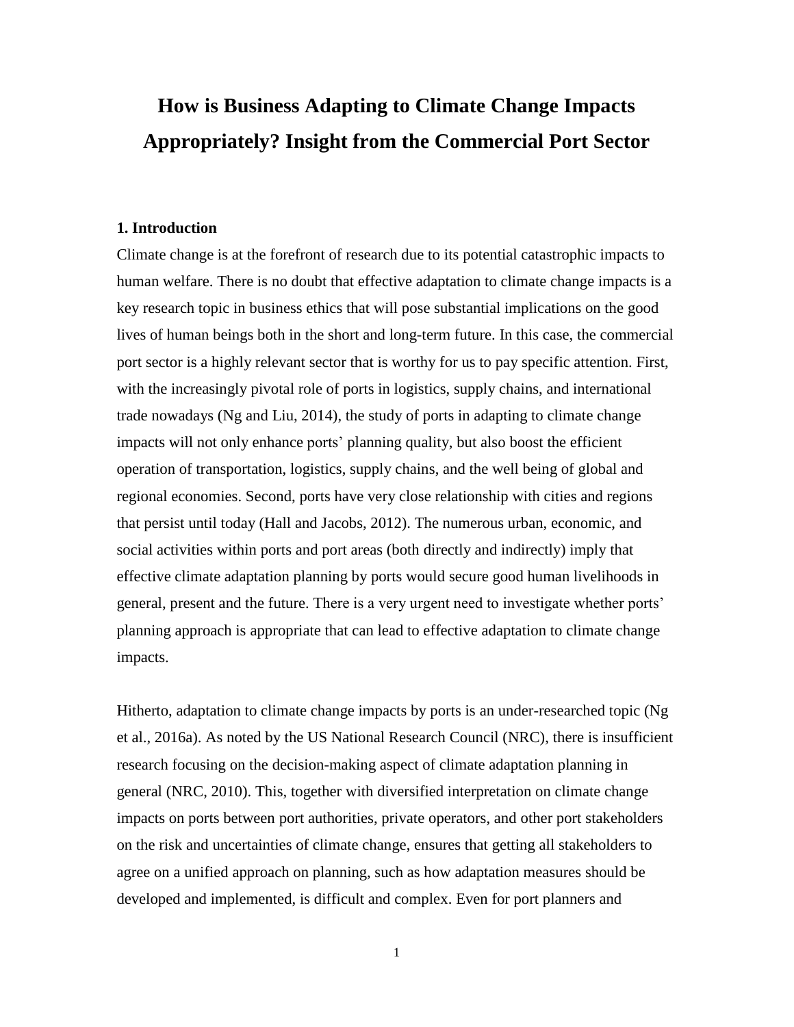# How is Business Adapting to Climate Change Impacts Appropriately? Insight from the Commercial Port Sector

## 1. Introduction

Climate change is at the forefront of research due to its potential catastrophic impacts to human welfare. There is no doubt that effective adaptation to climate change impacts is a key research topic in business ethics that will pose substantial implications on the good lives of human beings both in the short and long-term future. In this case, the commercial port sector is a highly relevant sector that is worthy for us to pay specific attention. First, with the increasingly pivotal role of ports in logistics, supply chains, and international trade nowadays (Ng and Liu, 2014), the study of ports in adapting to climate change impacts will not only enhance ports' planning quality, but also boost the efficient operation of transportation, logistics, supply chains, and the well being of global and regional economies. Second, ports have very close relationship with cities and regions that persist until today (Hall and Jacobs, 2012). The numerous urban, economic, and social activities within ports and port areas (both directly and indirectly) imply that effective climate adaptation planning by ports would secure good human livelihoods in general, present and the future. There is a very urgent need to investigate whether ports' planning approach is appropriate that can lead to effective adaptation to climate change impacts.

Hitherto, adaptation to climate change impacts by ports is an under-researched topic (Ng et al., 2016a). As noted by the US National Research Council (NRC), there is insufficient research focusing on the decision-making aspect of climate adaptation planning in general (NRC, 2010). This, together with diversified interpretation on climate change impacts on ports between port authorities, private operators, and other port stakeholders on the risk and uncertainties of climate change, ensures that getting all stakeholders to agree on a unified approach on planning, such as how adaptation measures should be developed and implemented, is difficult and complex. Even for port planners and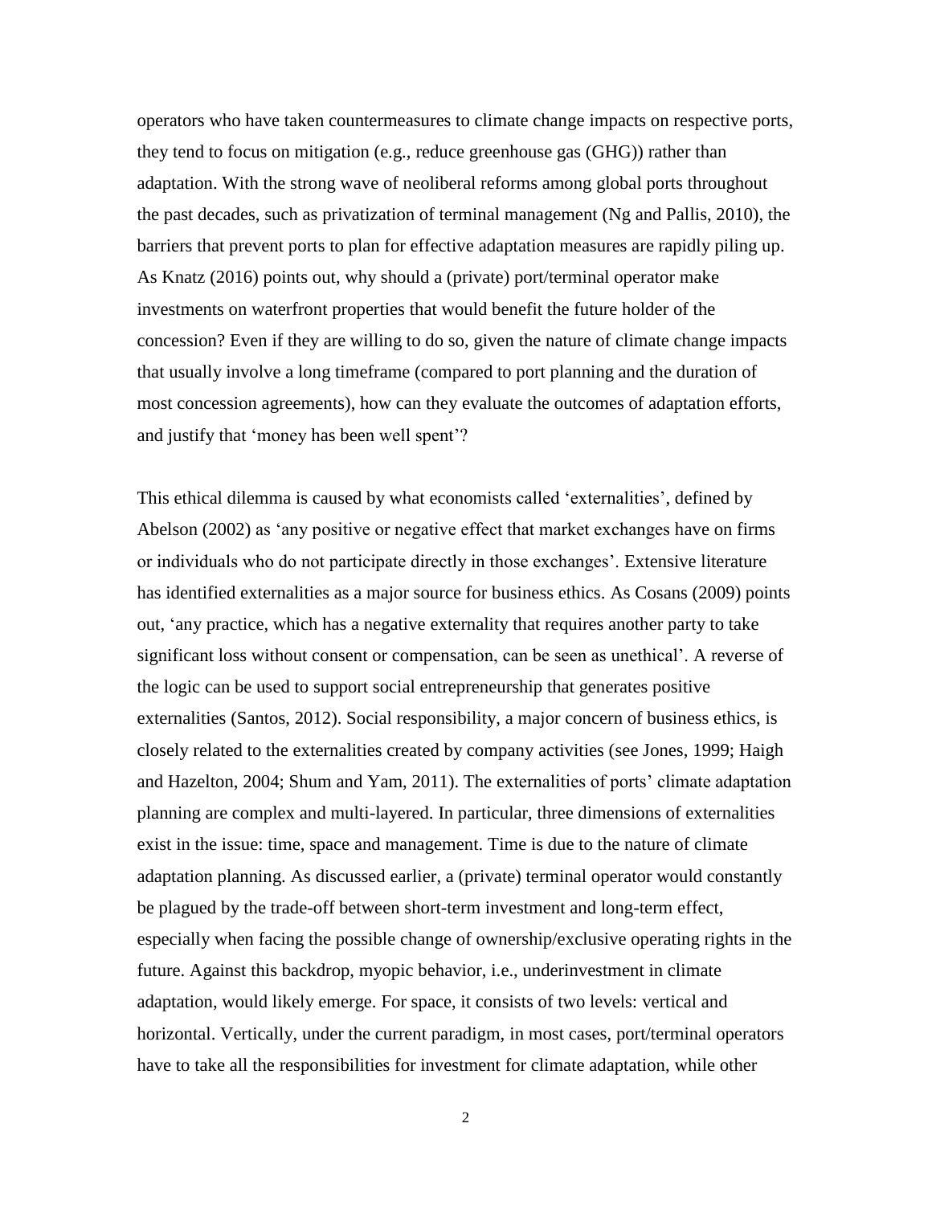operators who have taken countermeasures to climate change impacts on respective ports, they tend to focus on mitigation (e.g., reduce greenhouse gas (GHG)) rather than adaptation. With the strong wave of neoliberal reforms among global ports throughout the past decades, such as privatization of terminal management (Ng and Pallis, 2010), the barriers that prevent ports to plan for effective adaptation measures are rapidly piling up. As Knatz (2016) points out, why should a (private) port/terminal operator make investments on waterfront properties that would benefit the future holder of the concession? Even if they are willing to do so, given the nature of climate change impacts that usually involve a long timeframe (compared to port planning and the duration of most concession agreements), how can they evaluate the outcomes of adaptation efforts, and justify that 'money has been well spent'?

This ethical dilemma is caused by what economists called 'externalities', defined by Abelson (2002) as 'any positive or negative effect that market exchanges have on firms or individuals who do not participate directly in those exchanges'. Extensive literature has identified externalities as a major source for business ethics. As Cosans (2009) points out, 'any practice, which has a negative externality that requires another party to take significant loss without consent or compensation, can be seen as unethical'. A reverse of the logic can be used to support social entrepreneurship that generates positive externalities (Santos, 2012). Social responsibility, a major concern of business ethics, is closely related to the externalities created by company activities (see Jones, 1999; Haigh and Hazelton, 2004; Shum and Yam, 2011). The externalities of ports' climate adaptation planning are complex and multi-layered. In particular, three dimensions of externalities exist in the issue: time, space and management. Time is due to the nature of climate adaptation planning. As discussed earlier, a (private) terminal operator would constantly be plagued by the trade-off between short-term investment and long-term effect, especially when facing the possible change of ownership/exclusive operating rights in the future. Against this backdrop, myopic behavior, i.e., underinvestment in climate adaptation, would likely emerge. For space, it consists of two levels: vertical and horizontal. Vertically, under the current paradigm, in most cases, port/terminal operators have to take all the responsibilities for investment for climate adaptation, while other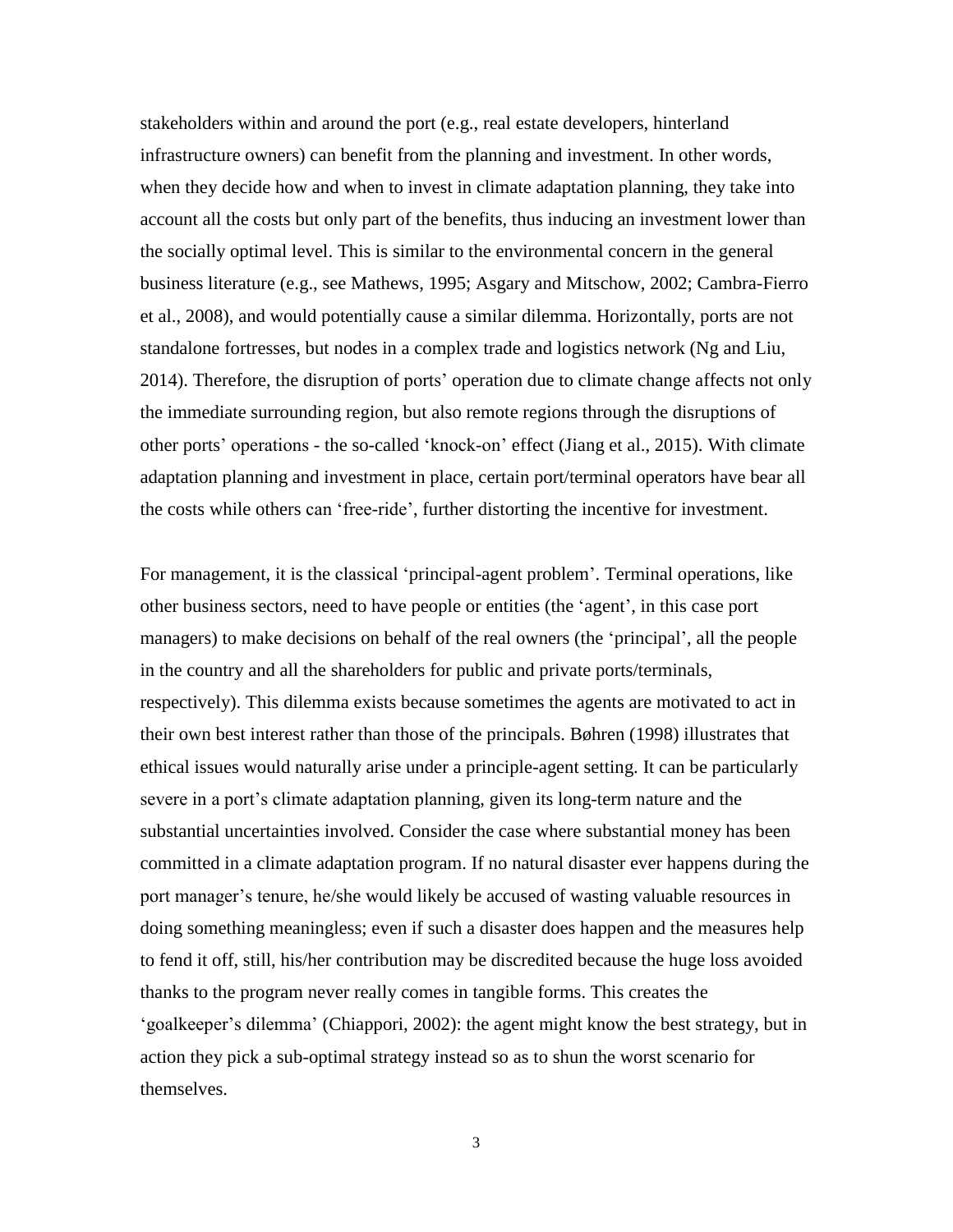stakeholders within and around the port (e.g., real estate developers, hinterland infrastructure owners) can benefit from the planning and investment. In other words, when they decide how and when to invest in climate adaptation planning, they take into account all the costs but only part of the benefits, thus inducing an investment lower than the socially optimal level. This is similar to the environmental concern in the general business literature (e.g., see Mathews, 1995; Asgary and Mitschow, 2002; Cambra-Fierro et al., 2008), and would potentially cause a similar dilemma. Horizontally, ports are not standalone fortresses, but nodes in a complex trade and logistics network (Ng and Liu, 2014). Therefore, the disruption of ports' operation due to climate change affects not only the immediate surrounding region, but also remote regions through the disruptions of other ports' operations - the so-called 'knock-on' effect (Jiang et al., 2015). With climate adaptation planning and investment in place, certain port/terminal operators have bear all the costs while others can 'free-ride', further distorting the incentive for investment.

For management, it is the classical 'principal-agent problem'. Terminal operations, like other business sectors, need to have people or entities (the 'agent', in this case port managers) to make decisions on behalf of the real owners (the 'principal', all the people in the country and all the shareholders for public and private ports/terminals, respectively). This dilemma exists because sometimes the agents are motivated to act in their own best interest rather than those of the principals. Bøhren (1998) illustrates that ethical issues would naturally arise under a principle-agent setting. It can be particularly severe in a port's climate adaptation planning, given its long-term nature and the substantial uncertainties involved. Consider the case where substantial money has been committed in a climate adaptation program. If no natural disaster ever happens during the port manager's tenure, he/she would likely be accused of wasting valuable resources in doing something meaningless; even if such a disaster does happen and the measures help to fend it off, still, his/her contribution may be discredited because the huge loss avoided thanks to the program never really comes in tangible forms. This creates the 'goalkeeper's dilemma' (Chiappori, 2002): the agent might know the best strategy, but in action they pick a sub-optimal strategy instead so as to shun the worst scenario for themselves.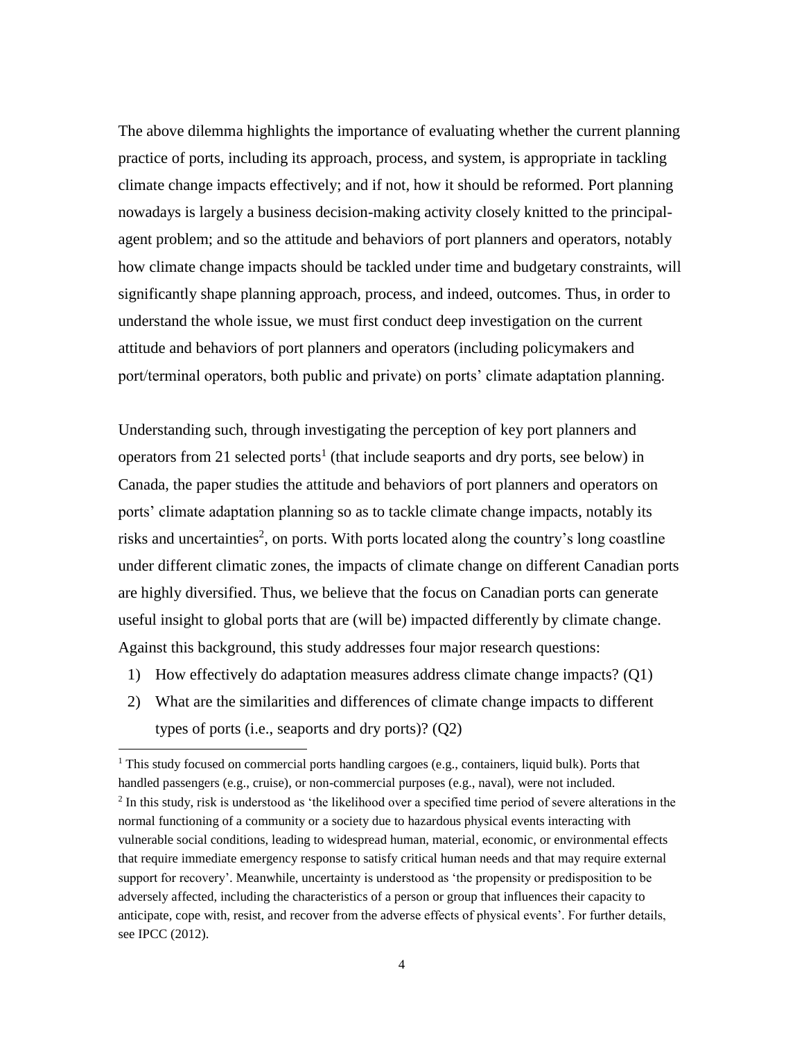The above dilemma highlights the importance of evaluating whether the current planning practice of ports, including its approach, process, and system, is appropriate in tackling climate change impacts effectively; and if not, how it should be reformed. Port planning nowadays is largely a business decision-making activity closely knitted to the principal-agent problem; and so the attitude and behaviors of port planners and operators, notably how climate change impacts should be tackled under time and budgetary constraints, will significantly shape planning approach, process, and indeed, outcomes. Thus, in order to understand the whole issue, we must first conduct deep investigation on the current attitude and behaviors of port planners and operators (including policymakers and port/terminal operators, both public and private) on ports' climate adaptation planning.

Understanding such, through investigating the perception of key port planners and operators from 21 selected ports[1] (that include seaports and dry ports, see below) in Canada, the paper studies the attitude and behaviors of port planners and operators on ports' climate adaptation planning so as to tackle climate change impacts, notably its risks and uncertainties[2], on ports. With ports located along the country's long coastline under different climatic zones, the impacts of climate change on different Canadian ports are highly diversified. Thus, we believe that the focus on Canadian ports can generate useful insight to global ports that are (will be) impacted differently by climate change. Against this background, this study addresses four major research questions:

1) How effectively do adaptation measures address climate change impacts? (Q1)
2) What are the similarities and differences of climate change impacts to different types of ports (i.e., seaports and dry ports)? (Q2)

[1] This study focused on commercial ports handling cargoes (e.g., containers, liquid bulk). Ports that handled passengers (e.g., cruise), or non-commercial purposes (e.g., naval), were not included.

[2] In this study, risk is understood as 'the likelihood over a specified time period of severe alterations in the normal functioning of a community or a society due to hazardous physical events interacting with vulnerable social conditions, leading to widespread human, material, economic, or environmental effects that require immediate emergency response to satisfy critical human needs and that may require external support for recovery'. Meanwhile, uncertainty is understood as 'the propensity or predisposition to be adversely affected, including the characteristics of a person or group that influences their capacity to anticipate, cope with, resist, and recover from the adverse effects of physical events'. For further details, see IPCC (2012).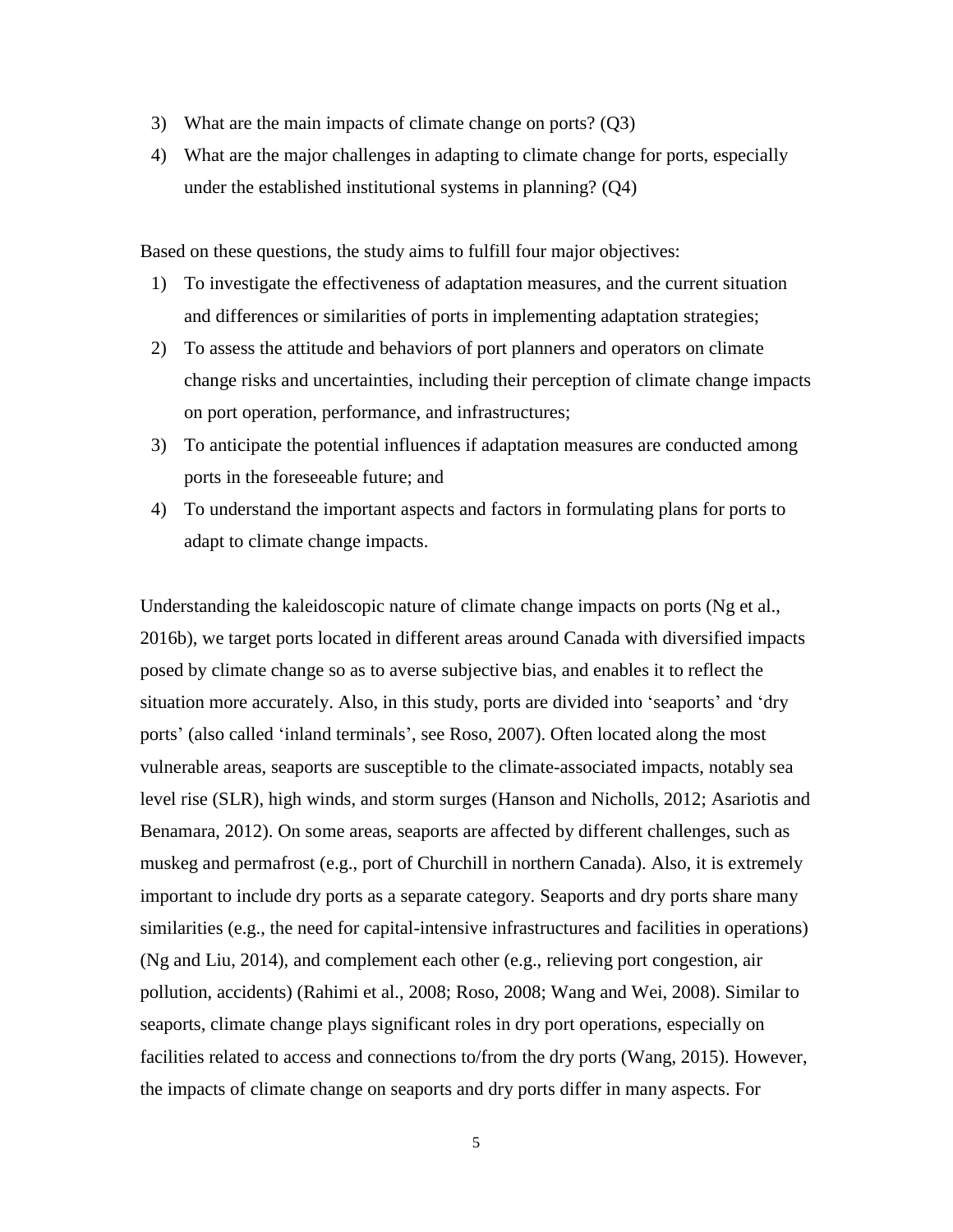3) What are the main impacts of climate change on ports? (Q3)
4) What are the major challenges in adapting to climate change for ports, especially under the established institutional systems in planning? (Q4)

Based on these questions, the study aims to fulfill four major objectives:

1) To investigate the effectiveness of adaptation measures, and the current situation and differences or similarities of ports in implementing adaptation strategies;
2) To assess the attitude and behaviors of port planners and operators on climate change risks and uncertainties, including their perception of climate change impacts on port operation, performance, and infrastructures;
3) To anticipate the potential influences if adaptation measures are conducted among ports in the foreseeable future; and
4) To understand the important aspects and factors in formulating plans for ports to adapt to climate change impacts.

Understanding the kaleidoscopic nature of climate change impacts on ports (Ng et al., 2016b), we target ports located in different areas around Canada with diversified impacts posed by climate change so as to averse subjective bias, and enables it to reflect the situation more accurately. Also, in this study, ports are divided into 'seaports' and 'dry ports' (also called 'inland terminals', see Roso, 2007). Often located along the most vulnerable areas, seaports are susceptible to the climate-associated impacts, notably sea level rise (SLR), high winds, and storm surges (Hanson and Nicholls, 2012; Asariotis and Benamara, 2012). On some areas, seaports are affected by different challenges, such as muskeg and permafrost (e.g., port of Churchill in northern Canada). Also, it is extremely important to include dry ports as a separate category. Seaports and dry ports share many similarities (e.g., the need for capital-intensive infrastructures and facilities in operations) (Ng and Liu, 2014), and complement each other (e.g., relieving port congestion, air pollution, accidents) (Rahimi et al., 2008; Roso, 2008; Wang and Wei, 2008). Similar to seaports, climate change plays significant roles in dry port operations, especially on facilities related to access and connections to/from the dry ports (Wang, 2015). However, the impacts of climate change on seaports and dry ports differ in many aspects. For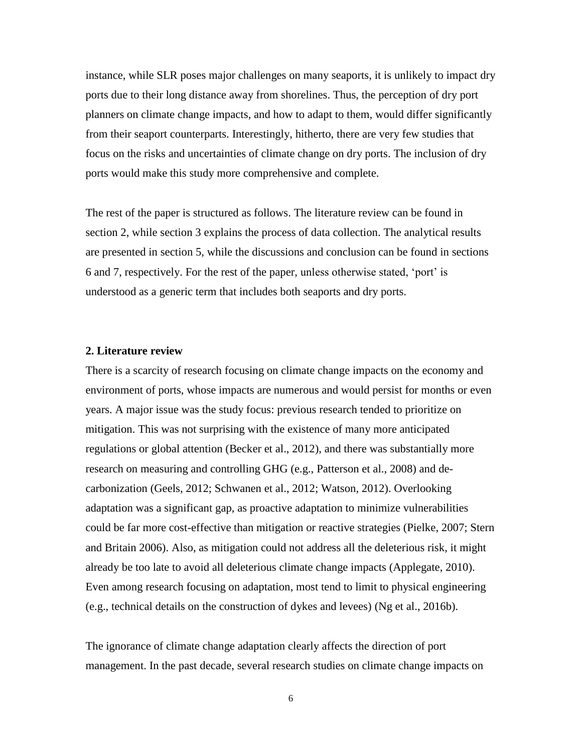instance, while SLR poses major challenges on many seaports, it is unlikely to impact dry ports due to their long distance away from shorelines. Thus, the perception of dry port planners on climate change impacts, and how to adapt to them, would differ significantly from their seaport counterparts. Interestingly, hitherto, there are very few studies that focus on the risks and uncertainties of climate change on dry ports. The inclusion of dry ports would make this study more comprehensive and complete.

The rest of the paper is structured as follows. The literature review can be found in section 2, while section 3 explains the process of data collection. The analytical results are presented in section 5, while the discussions and conclusion can be found in sections 6 and 7, respectively. For the rest of the paper, unless otherwise stated, 'port' is understood as a generic term that includes both seaports and dry ports.

## 2. Literature review

There is a scarcity of research focusing on climate change impacts on the economy and environment of ports, whose impacts are numerous and would persist for months or even years. A major issue was the study focus: previous research tended to prioritize on mitigation. This was not surprising with the existence of many more anticipated regulations or global attention (Becker et al., 2012), and there was substantially more research on measuring and controlling GHG (e.g., Patterson et al., 2008) and de-carbonization (Geels, 2012; Schwanen et al., 2012; Watson, 2012). Overlooking adaptation was a significant gap, as proactive adaptation to minimize vulnerabilities could be far more cost-effective than mitigation or reactive strategies (Pielke, 2007; Stern and Britain 2006). Also, as mitigation could not address all the deleterious risk, it might already be too late to avoid all deleterious climate change impacts (Applegate, 2010). Even among research focusing on adaptation, most tend to limit to physical engineering (e.g., technical details on the construction of dykes and levees) (Ng et al., 2016b).

The ignorance of climate change adaptation clearly affects the direction of port management. In the past decade, several research studies on climate change impacts on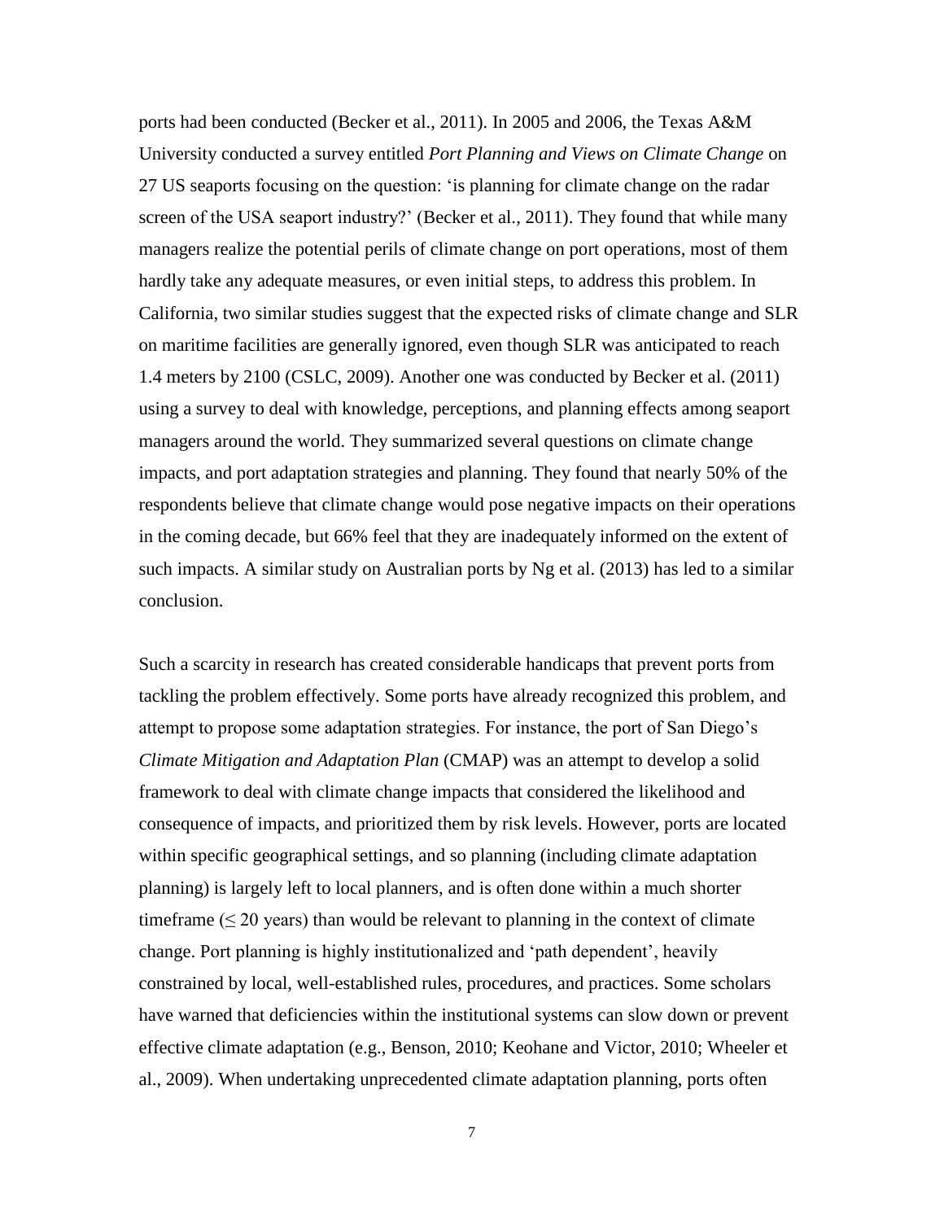ports had been conducted (Becker et al., 2011). In 2005 and 2006, the Texas A&M University conducted a survey entitled *Port Planning and Views on Climate Change* on 27 US seaports focusing on the question: 'is planning for climate change on the radar screen of the USA seaport industry?' (Becker et al., 2011). They found that while many managers realize the potential perils of climate change on port operations, most of them hardly take any adequate measures, or even initial steps, to address this problem. In California, two similar studies suggest that the expected risks of climate change and SLR on maritime facilities are generally ignored, even though SLR was anticipated to reach 1.4 meters by 2100 (CSLC, 2009). Another one was conducted by Becker et al. (2011) using a survey to deal with knowledge, perceptions, and planning effects among seaport managers around the world. They summarized several questions on climate change impacts, and port adaptation strategies and planning. They found that nearly 50% of the respondents believe that climate change would pose negative impacts on their operations in the coming decade, but 66% feel that they are inadequately informed on the extent of such impacts. A similar study on Australian ports by Ng et al. (2013) has led to a similar conclusion.

Such a scarcity in research has created considerable handicaps that prevent ports from tackling the problem effectively. Some ports have already recognized this problem, and attempt to propose some adaptation strategies. For instance, the port of San Diego's *Climate Mitigation and Adaptation Plan* (CMAP) was an attempt to develop a solid framework to deal with climate change impacts that considered the likelihood and consequence of impacts, and prioritized them by risk levels. However, ports are located within specific geographical settings, and so planning (including climate adaptation planning) is largely left to local planners, and is often done within a much shorter timeframe ($\leq$ 20 years) than would be relevant to planning in the context of climate change. Port planning is highly institutionalized and 'path dependent', heavily constrained by local, well-established rules, procedures, and practices. Some scholars have warned that deficiencies within the institutional systems can slow down or prevent effective climate adaptation (e.g., Benson, 2010; Keohane and Victor, 2010; Wheeler et al., 2009). When undertaking unprecedented climate adaptation planning, ports often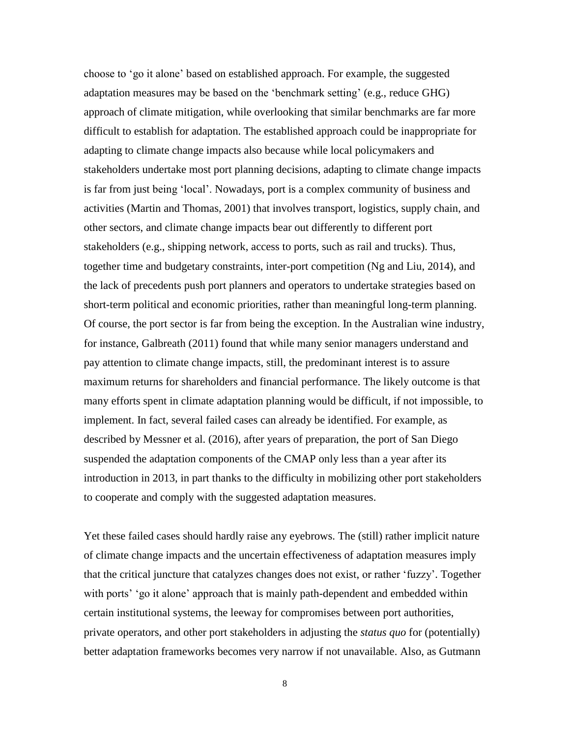choose to 'go it alone' based on established approach. For example, the suggested adaptation measures may be based on the 'benchmark setting' (e.g., reduce GHG) approach of climate mitigation, while overlooking that similar benchmarks are far more difficult to establish for adaptation. The established approach could be inappropriate for adapting to climate change impacts also because while local policymakers and stakeholders undertake most port planning decisions, adapting to climate change impacts is far from just being 'local'. Nowadays, port is a complex community of business and activities (Martin and Thomas, 2001) that involves transport, logistics, supply chain, and other sectors, and climate change impacts bear out differently to different port stakeholders (e.g., shipping network, access to ports, such as rail and trucks). Thus, together time and budgetary constraints, inter-port competition (Ng and Liu, 2014), and the lack of precedents push port planners and operators to undertake strategies based on short-term political and economic priorities, rather than meaningful long-term planning. Of course, the port sector is far from being the exception. In the Australian wine industry, for instance, Galbreath (2011) found that while many senior managers understand and pay attention to climate change impacts, still, the predominant interest is to assure maximum returns for shareholders and financial performance. The likely outcome is that many efforts spent in climate adaptation planning would be difficult, if not impossible, to implement. In fact, several failed cases can already be identified. For example, as described by Messner et al. (2016), after years of preparation, the port of San Diego suspended the adaptation components of the CMAP only less than a year after its introduction in 2013, in part thanks to the difficulty in mobilizing other port stakeholders to cooperate and comply with the suggested adaptation measures.

Yet these failed cases should hardly raise any eyebrows. The (still) rather implicit nature of climate change impacts and the uncertain effectiveness of adaptation measures imply that the critical juncture that catalyzes changes does not exist, or rather 'fuzzy'. Together with ports' 'go it alone' approach that is mainly path-dependent and embedded within certain institutional systems, the leeway for compromises between port authorities, private operators, and other port stakeholders in adjusting the *status quo* for (potentially) better adaptation frameworks becomes very narrow if not unavailable. Also, as Gutmann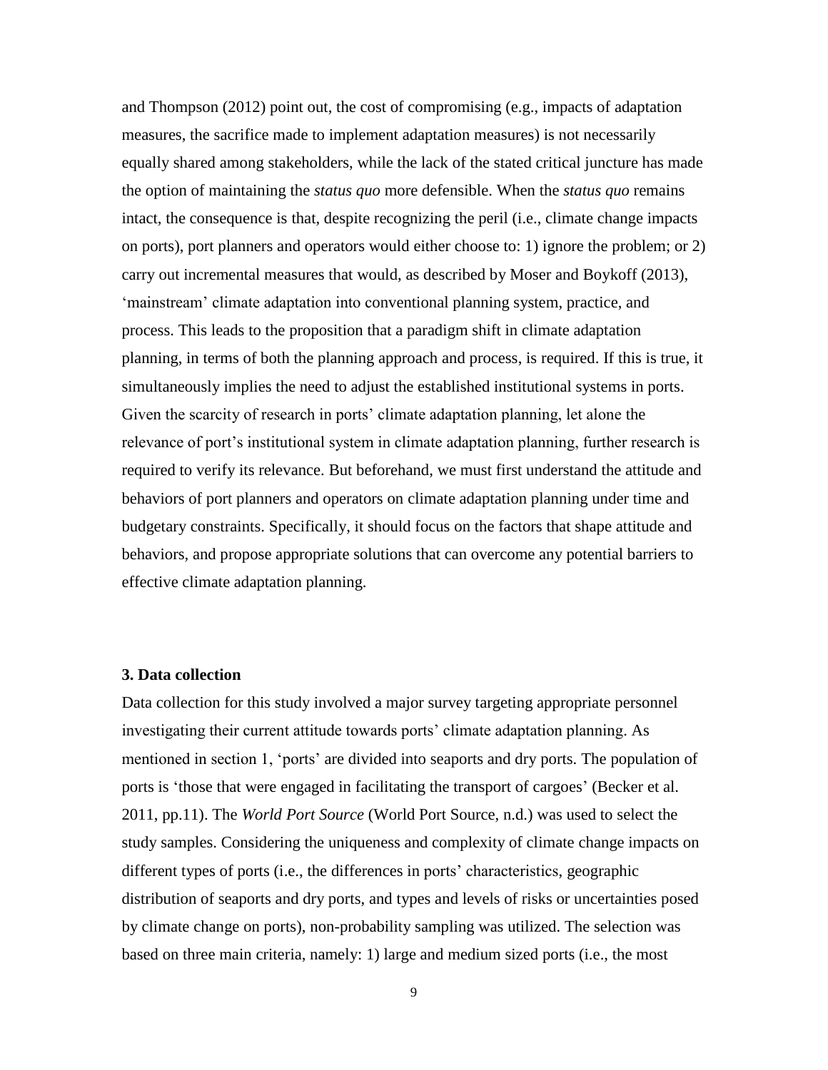and Thompson (2012) point out, the cost of compromising (e.g., impacts of adaptation measures, the sacrifice made to implement adaptation measures) is not necessarily equally shared among stakeholders, while the lack of the stated critical juncture has made the option of maintaining the *status quo* more defensible. When the *status quo* remains intact, the consequence is that, despite recognizing the peril (i.e., climate change impacts on ports), port planners and operators would either choose to: 1) ignore the problem; or 2) carry out incremental measures that would, as described by Moser and Boykoff (2013), 'mainstream' climate adaptation into conventional planning system, practice, and process. This leads to the proposition that a paradigm shift in climate adaptation planning, in terms of both the planning approach and process, is required. If this is true, it simultaneously implies the need to adjust the established institutional systems in ports. Given the scarcity of research in ports' climate adaptation planning, let alone the relevance of port's institutional system in climate adaptation planning, further research is required to verify its relevance. But beforehand, we must first understand the attitude and behaviors of port planners and operators on climate adaptation planning under time and budgetary constraints. Specifically, it should focus on the factors that shape attitude and behaviors, and propose appropriate solutions that can overcome any potential barriers to effective climate adaptation planning.

### 3. Data collection

Data collection for this study involved a major survey targeting appropriate personnel investigating their current attitude towards ports' climate adaptation planning. As mentioned in section 1, 'ports' are divided into seaports and dry ports. The population of ports is 'those that were engaged in facilitating the transport of cargoes' (Becker et al. 2011, pp.11). The *World Port Source* (World Port Source, n.d.) was used to select the study samples. Considering the uniqueness and complexity of climate change impacts on different types of ports (i.e., the differences in ports' characteristics, geographic distribution of seaports and dry ports, and types and levels of risks or uncertainties posed by climate change on ports), non-probability sampling was utilized. The selection was based on three main criteria, namely: 1) large and medium sized ports (i.e., the most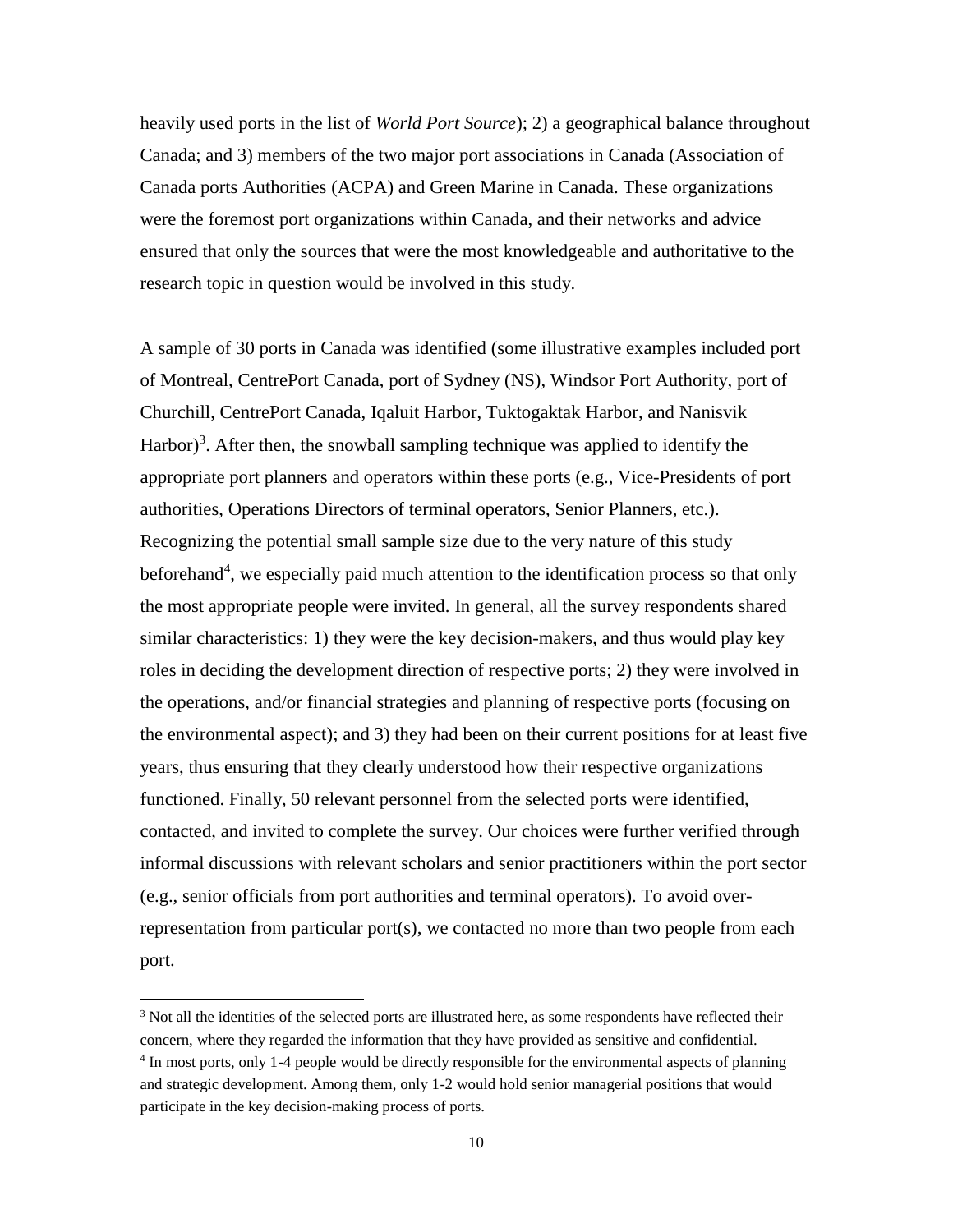heavily used ports in the list of *World Port Source*); 2) a geographical balance throughout Canada; and 3) members of the two major port associations in Canada (Association of Canada ports Authorities (ACPA) and Green Marine in Canada. These organizations were the foremost port organizations within Canada, and their networks and advice ensured that only the sources that were the most knowledgeable and authoritative to the research topic in question would be involved in this study.

A sample of 30 ports in Canada was identified (some illustrative examples included port of Montreal, CentrePort Canada, port of Sydney (NS), Windsor Port Authority, port of Churchill, CentrePort Canada, Iqaluit Harbor, Tuktogaktak Harbor, and Nanisvik Harbor)[3]. After then, the snowball sampling technique was applied to identify the appropriate port planners and operators within these ports (e.g., Vice-Presidents of port authorities, Operations Directors of terminal operators, Senior Planners, etc.). Recognizing the potential small sample size due to the very nature of this study beforehand[4], we especially paid much attention to the identification process so that only the most appropriate people were invited. In general, all the survey respondents shared similar characteristics: 1) they were the key decision-makers, and thus would play key roles in deciding the development direction of respective ports; 2) they were involved in the operations, and/or financial strategies and planning of respective ports (focusing on the environmental aspect); and 3) they had been on their current positions for at least five years, thus ensuring that they clearly understood how their respective organizations functioned. Finally, 50 relevant personnel from the selected ports were identified, contacted, and invited to complete the survey. Our choices were further verified through informal discussions with relevant scholars and senior practitioners within the port sector (e.g., senior officials from port authorities and terminal operators). To avoid over-representation from particular port(s), we contacted no more than two people from each port.

[3] Not all the identities of the selected ports are illustrated here, as some respondents have reflected their concern, where they regarded the information that they have provided as sensitive and confidential.

[4] In most ports, only 1-4 people would be directly responsible for the environmental aspects of planning and strategic development. Among them, only 1-2 would hold senior managerial positions that would participate in the key decision-making process of ports.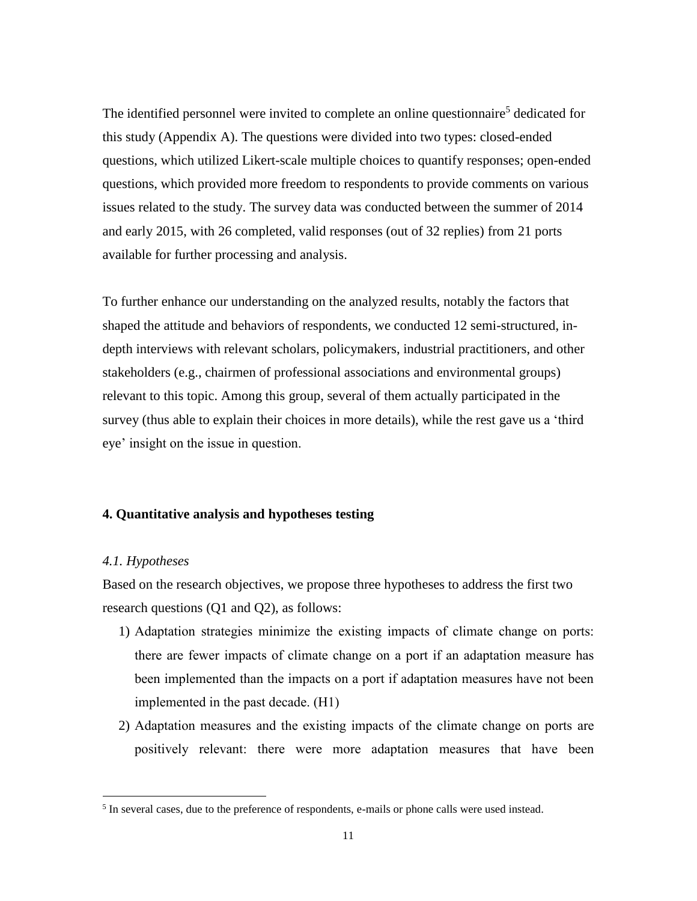The identified personnel were invited to complete an online questionnaire[5] dedicated for this study (Appendix A). The questions were divided into two types: closed-ended questions, which utilized Likert-scale multiple choices to quantify responses; open-ended questions, which provided more freedom to respondents to provide comments on various issues related to the study. The survey data was conducted between the summer of 2014 and early 2015, with 26 completed, valid responses (out of 32 replies) from 21 ports available for further processing and analysis.

To further enhance our understanding on the analyzed results, notably the factors that shaped the attitude and behaviors of respondents, we conducted 12 semi-structured, in-depth interviews with relevant scholars, policymakers, industrial practitioners, and other stakeholders (e.g., chairmen of professional associations and environmental groups) relevant to this topic. Among this group, several of them actually participated in the survey (thus able to explain their choices in more details), while the rest gave us a 'third eye' insight on the issue in question.

## 4. Quantitative analysis and hypotheses testing

### *4.1. Hypotheses*

Based on the research objectives, we propose three hypotheses to address the first two research questions (Q1 and Q2), as follows:

1) Adaptation strategies minimize the existing impacts of climate change on ports: there are fewer impacts of climate change on a port if an adaptation measure has been implemented than the impacts on a port if adaptation measures have not been implemented in the past decade. (H1)
2) Adaptation measures and the existing impacts of the climate change on ports are positively relevant: there were more adaptation measures that have been

[5] In several cases, due to the preference of respondents, e-mails or phone calls were used instead.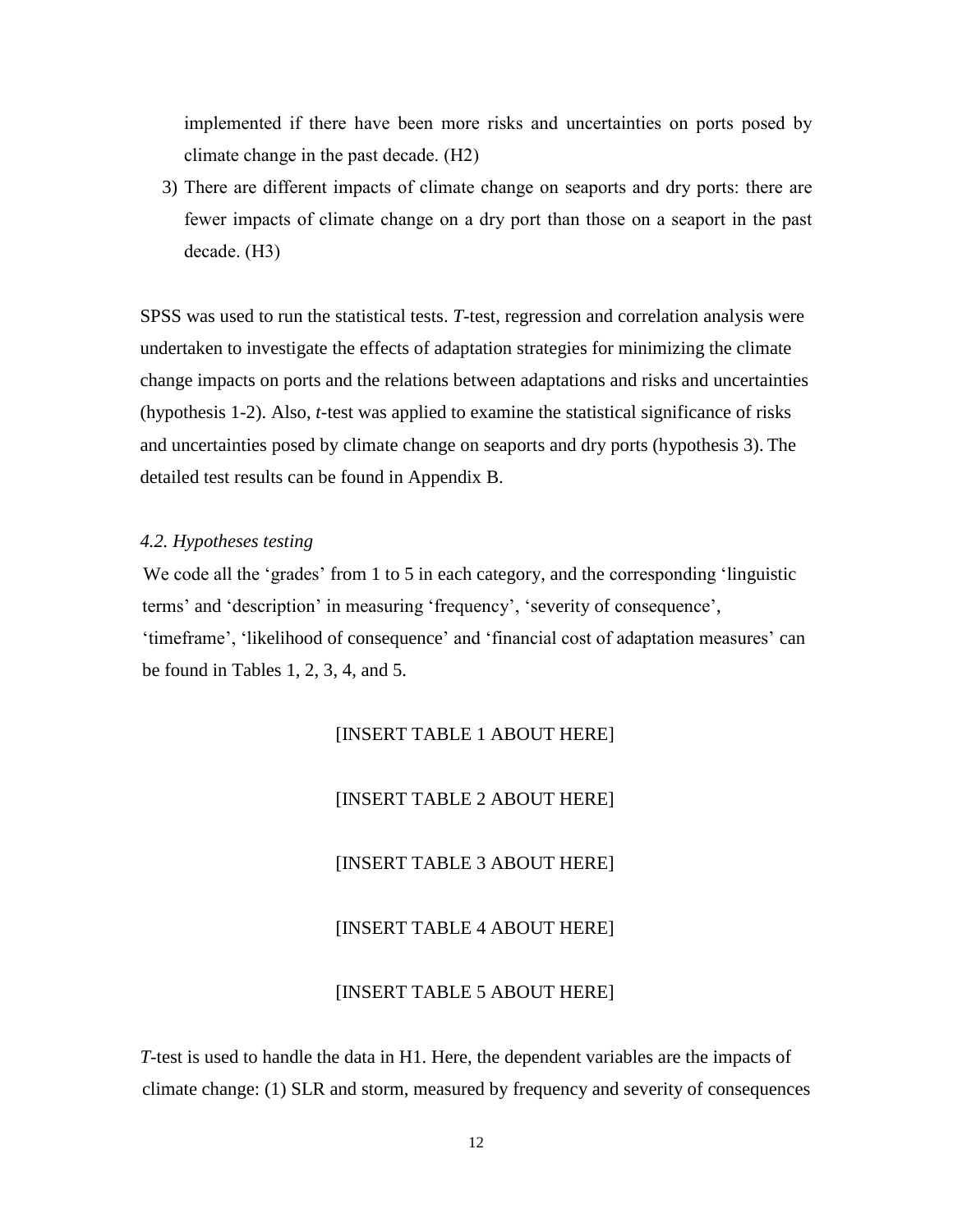implemented if there have been more risks and uncertainties on ports posed by climate change in the past decade. (H2)

3) There are different impacts of climate change on seaports and dry ports: there are fewer impacts of climate change on a dry port than those on a seaport in the past decade. (H3)

SPSS was used to run the statistical tests. *T*-test, regression and correlation analysis were undertaken to investigate the effects of adaptation strategies for minimizing the climate change impacts on ports and the relations between adaptations and risks and uncertainties (hypothesis 1-2). Also, *t*-test was applied to examine the statistical significance of risks and uncertainties posed by climate change on seaports and dry ports (hypothesis 3). The detailed test results can be found in Appendix B.

### *4.2. Hypotheses testing*

We code all the 'grades' from 1 to 5 in each category, and the corresponding 'linguistic terms' and 'description' in measuring 'frequency', 'severity of consequence', 'timeframe', 'likelihood of consequence' and 'financial cost of adaptation measures' can be found in Tables 1, 2, 3, 4, and 5.

[INSERT TABLE 1 ABOUT HERE]

[INSERT TABLE 2 ABOUT HERE]

[INSERT TABLE 3 ABOUT HERE]

[INSERT TABLE 4 ABOUT HERE]

[INSERT TABLE 5 ABOUT HERE]

*T*-test is used to handle the data in H1. Here, the dependent variables are the impacts of climate change: (1) SLR and storm, measured by frequency and severity of consequences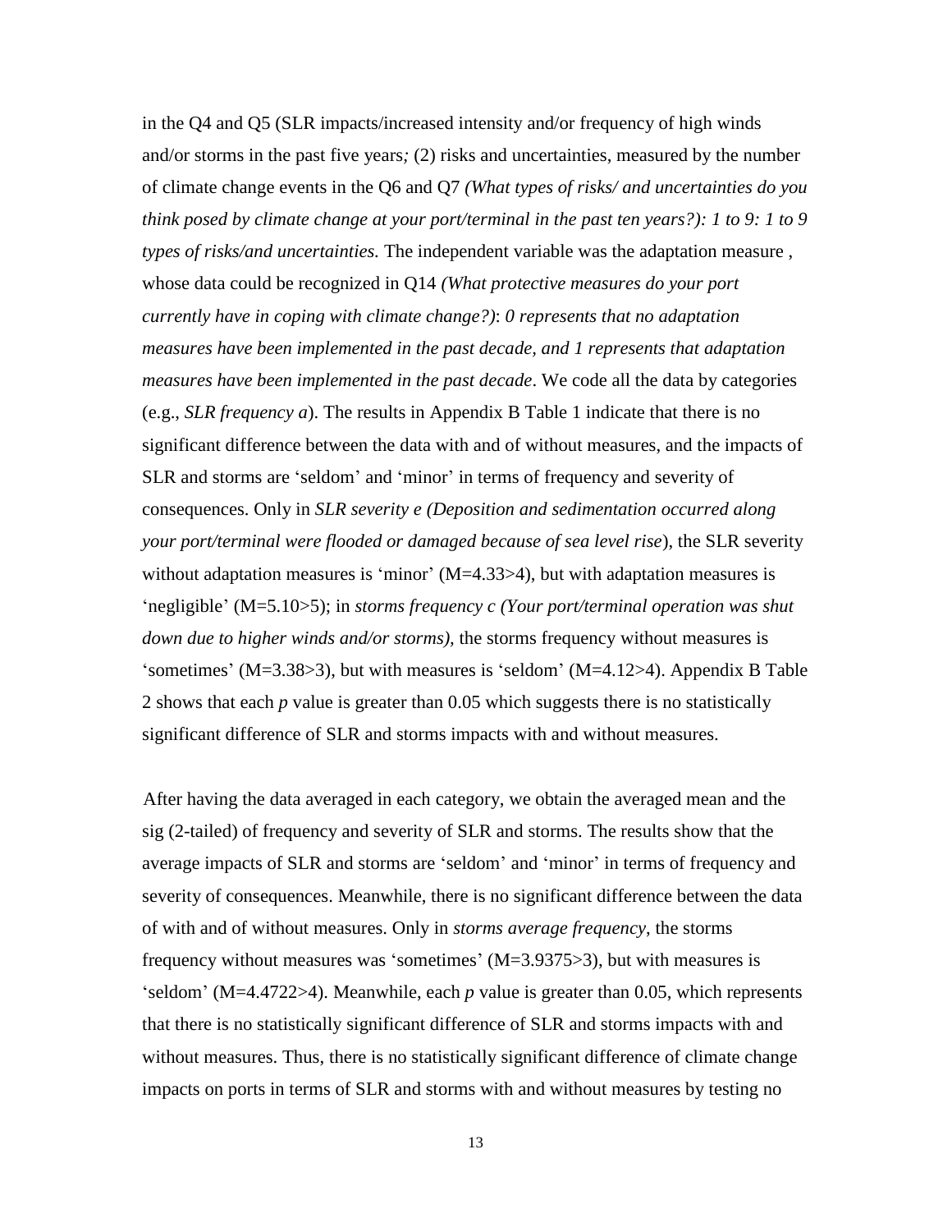in the Q4 and Q5 (SLR impacts/increased intensity and/or frequency of high winds and/or storms in the past five years*;* (2) risks and uncertainties, measured by the number of climate change events in the Q6 and Q7 *(What types of risks/ and uncertainties do you think posed by climate change at your port/terminal in the past ten years?): 1 to 9: 1 to 9 types of risks/and uncertainties.* The independent variable was the adaptation measure , whose data could be recognized in Q14 *(What protective measures do your port currently have in coping with climate change?)*: *0 represents that no adaptation measures have been implemented in the past decade, and 1 represents that adaptation measures have been implemented in the past decade*. We code all the data by categories (e.g., *SLR frequency a*). The results in Appendix B Table 1 indicate that there is no significant difference between the data with and of without measures, and the impacts of SLR and storms are 'seldom' and 'minor' in terms of frequency and severity of consequences. Only in *SLR severity e (Deposition and sedimentation occurred along your port/terminal were flooded or damaged because of sea level rise*), the SLR severity without adaptation measures is 'minor' ($M=4.33>4$), but with adaptation measures is 'negligible' ($M=5.10>5$); in *storms frequency c (Your port/terminal operation was shut down due to higher winds and/or storms),* the storms frequency without measures is 'sometimes' ($M=3.38>3$), but with measures is 'seldom' ($M=4.12>4$). Appendix B Table 2 shows that each *p* value is greater than 0.05 which suggests there is no statistically significant difference of SLR and storms impacts with and without measures.

After having the data averaged in each category, we obtain the averaged mean and the sig (2-tailed) of frequency and severity of SLR and storms. The results show that the average impacts of SLR and storms are 'seldom' and 'minor' in terms of frequency and severity of consequences. Meanwhile, there is no significant difference between the data of with and of without measures. Only in *storms average frequency*, the storms frequency without measures was 'sometimes' ($M=3.9375>3$), but with measures is 'seldom' ($M=4.4722>4$). Meanwhile, each *p* value is greater than 0.05, which represents that there is no statistically significant difference of SLR and storms impacts with and without measures. Thus, there is no statistically significant difference of climate change impacts on ports in terms of SLR and storms with and without measures by testing no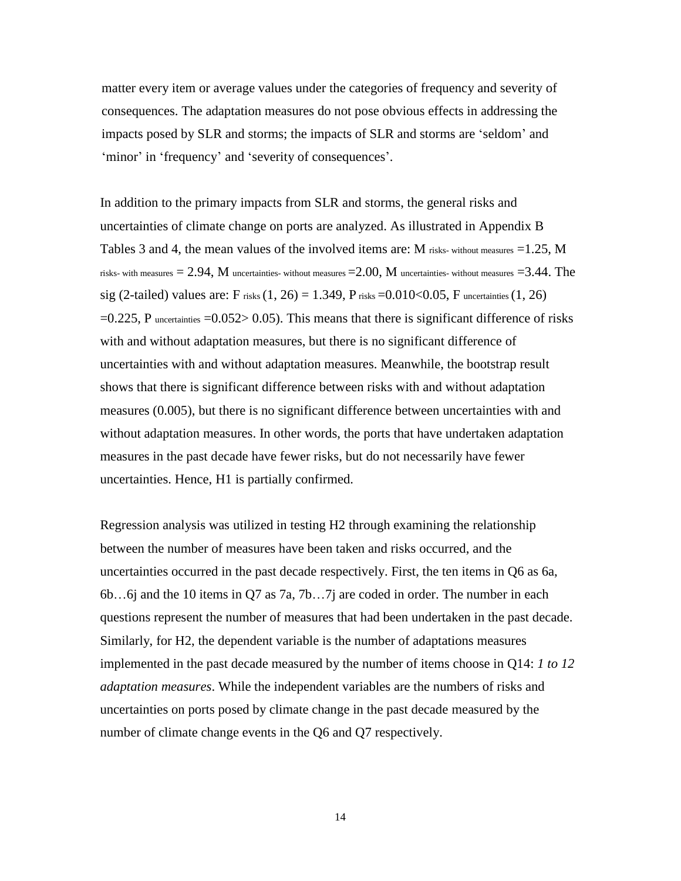matter every item or average values under the categories of frequency and severity of consequences. The adaptation measures do not pose obvious effects in addressing the impacts posed by SLR and storms; the impacts of SLR and storms are 'seldom' and 'minor' in 'frequency' and 'severity of consequences'.

In addition to the primary impacts from SLR and storms, the general risks and uncertainties of climate change on ports are analyzed. As illustrated in Appendix B Tables 3 and 4, the mean values of the involved items are: $M_{\text{risks- without measures}} = 1.25$, $M_{\text{risks- with measures}} = 2.94$, $M_{\text{uncertainties- without measures}} = 2.00$, $M_{\text{uncertainties- without measures}} = 3.44$. The sig (2-tailed) values are: $F_{\text{risks}}(1, 26) = 1.349$, $P_{\text{risks}} = 0.010 < 0.05$, $F_{\text{uncertainties}}(1, 26) = 0.225$, $P_{\text{uncertainties}} = 0.052 > 0.05$). This means that there is significant difference of risks with and without adaptation measures, but there is no significant difference of uncertainties with and without adaptation measures. Meanwhile, the bootstrap result shows that there is significant difference between risks with and without adaptation measures (0.005), but there is no significant difference between uncertainties with and without adaptation measures. In other words, the ports that have undertaken adaptation measures in the past decade have fewer risks, but do not necessarily have fewer uncertainties. Hence, H1 is partially confirmed.

Regression analysis was utilized in testing H2 through examining the relationship between the number of measures have been taken and risks occurred, and the uncertainties occurred in the past decade respectively. First, the ten items in Q6 as 6a, 6b…6j and the 10 items in Q7 as 7a, 7b…7j are coded in order. The number in each questions represent the number of measures that had been undertaken in the past decade. Similarly, for H2, the dependent variable is the number of adaptations measures implemented in the past decade measured by the number of items choose in Q14: *1 to 12 adaptation measures*. While the independent variables are the numbers of risks and uncertainties on ports posed by climate change in the past decade measured by the number of climate change events in the Q6 and Q7 respectively.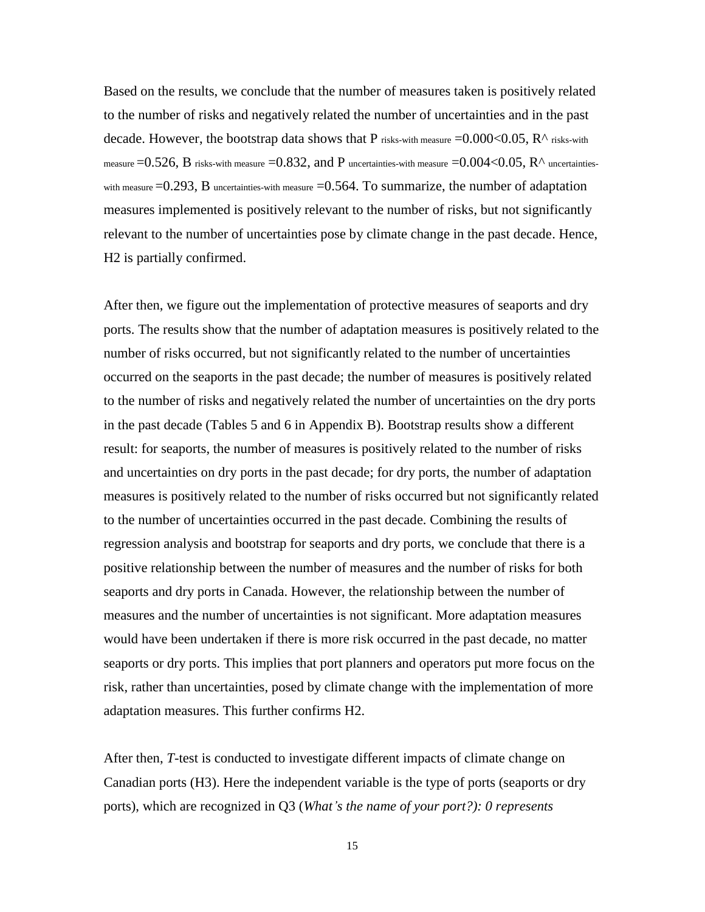Based on the results, we conclude that the number of measures taken is positively related to the number of risks and negatively related the number of uncertainties and in the past decade. However, the bootstrap data shows that $P_{\text{risks-with measure}} = 0.000 < 0.05$, $R^{\wedge}_{\text{risks-with measure}} = 0.526$, $B_{\text{risks-with measure}} = 0.832$, and $P_{\text{uncertainties-with measure}} = 0.004 < 0.05$, $R^{\wedge}_{\text{uncertainties-with measure}} = 0.293$, $B_{\text{uncertainties-with measure}} = 0.564$. To summarize, the number of adaptation measures implemented is positively relevant to the number of risks, but not significantly relevant to the number of uncertainties pose by climate change in the past decade. Hence, H2 is partially confirmed.

After then, we figure out the implementation of protective measures of seaports and dry ports. The results show that the number of adaptation measures is positively related to the number of risks occurred, but not significantly related to the number of uncertainties occurred on the seaports in the past decade; the number of measures is positively related to the number of risks and negatively related the number of uncertainties on the dry ports in the past decade (Tables 5 and 6 in Appendix B). Bootstrap results show a different result: for seaports, the number of measures is positively related to the number of risks and uncertainties on dry ports in the past decade; for dry ports, the number of adaptation measures is positively related to the number of risks occurred but not significantly related to the number of uncertainties occurred in the past decade. Combining the results of regression analysis and bootstrap for seaports and dry ports, we conclude that there is a positive relationship between the number of measures and the number of risks for both seaports and dry ports in Canada. However, the relationship between the number of measures and the number of uncertainties is not significant. More adaptation measures would have been undertaken if there is more risk occurred in the past decade, no matter seaports or dry ports. This implies that port planners and operators put more focus on the risk, rather than uncertainties, posed by climate change with the implementation of more adaptation measures. This further confirms H2.

After then, *T*-test is conducted to investigate different impacts of climate change on Canadian ports (H3). Here the independent variable is the type of ports (seaports or dry ports), which are recognized in Q3 (*What's the name of your port?): 0 represents*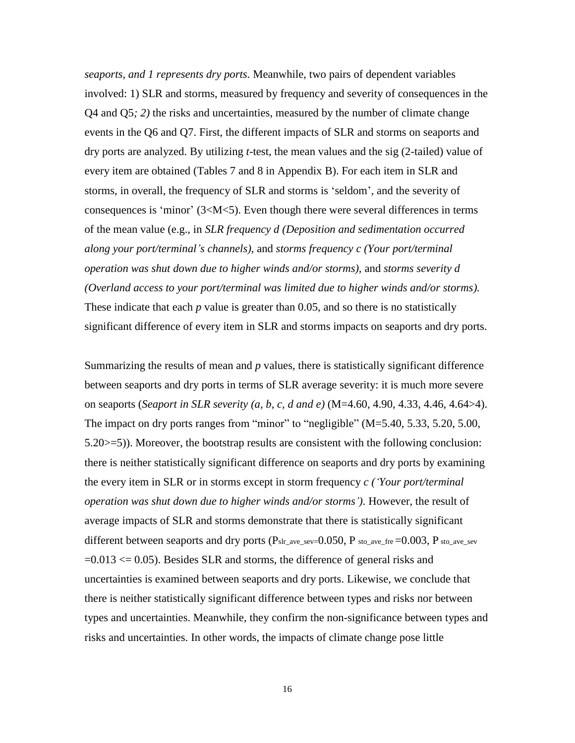*seaports, and 1 represents dry ports*. Meanwhile, two pairs of dependent variables involved: 1) SLR and storms, measured by frequency and severity of consequences in the Q4 and Q5*; 2)* the risks and uncertainties, measured by the number of climate change events in the Q6 and Q7. First, the different impacts of SLR and storms on seaports and dry ports are analyzed. By utilizing *t*-test, the mean values and the sig (2-tailed) value of every item are obtained (Tables 7 and 8 in Appendix B). For each item in SLR and storms, in overall, the frequency of SLR and storms is 'seldom', and the severity of consequences is 'minor' ($3<M<5$). Even though there were several differences in terms of the mean value (e.g., in *SLR frequency d (Deposition and sedimentation occurred along your port/terminal's channels),* and *storms frequency c (Your port/terminal operation was shut down due to higher winds and/or storms),* and *storms severity d (Overland access to your port/terminal was limited due to higher winds and/or storms).* These indicate that each *p* value is greater than 0.05, and so there is no statistically significant difference of every item in SLR and storms impacts on seaports and dry ports.

Summarizing the results of mean and *p* values, there is statistically significant difference between seaports and dry ports in terms of SLR average severity: it is much more severe on seaports (*Seaport in SLR severity (a, b, c, d and e)* (M=4.60, 4.90, 4.33, 4.46, 4.64>4). The impact on dry ports ranges from "minor" to "negligible" (M=5.40, 5.33, 5.20, 5.00, 5.20>=5)). Moreover, the bootstrap results are consistent with the following conclusion: there is neither statistically significant difference on seaports and dry ports by examining the every item in SLR or in storms except in storm frequency *c ('Your port/terminal operation was shut down due to higher winds and/or storms').* However, the result of average impacts of SLR and storms demonstrate that there is statistically significant different between seaports and dry ports ($P_{slr\_ave\_sev}$=0.050, $P_{sto\_ave\_fre}$=0.003, $P_{sto\_ave\_sev}$=0.013 <= 0.05). Besides SLR and storms, the difference of general risks and uncertainties is examined between seaports and dry ports. Likewise, we conclude that there is neither statistically significant difference between types and risks nor between types and uncertainties. Meanwhile, they confirm the non-significance between types and risks and uncertainties. In other words, the impacts of climate change pose little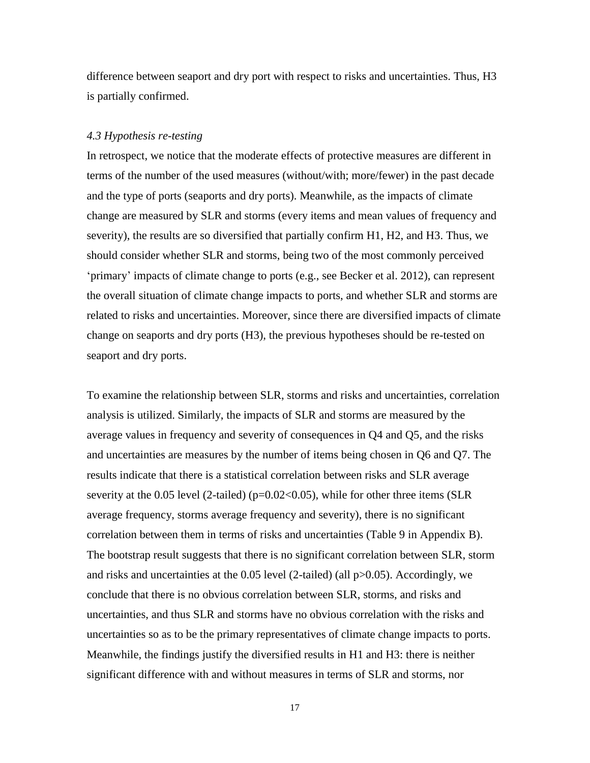difference between seaport and dry port with respect to risks and uncertainties. Thus, H3 is partially confirmed.

### *4.3 Hypothesis re-testing*

In retrospect, we notice that the moderate effects of protective measures are different in terms of the number of the used measures (without/with; more/fewer) in the past decade and the type of ports (seaports and dry ports). Meanwhile, as the impacts of climate change are measured by SLR and storms (every items and mean values of frequency and severity), the results are so diversified that partially confirm H1, H2, and H3. Thus, we should consider whether SLR and storms, being two of the most commonly perceived 'primary' impacts of climate change to ports (e.g., see Becker et al. 2012), can represent the overall situation of climate change impacts to ports, and whether SLR and storms are related to risks and uncertainties. Moreover, since there are diversified impacts of climate change on seaports and dry ports (H3), the previous hypotheses should be re-tested on seaport and dry ports.

To examine the relationship between SLR, storms and risks and uncertainties, correlation analysis is utilized. Similarly, the impacts of SLR and storms are measured by the average values in frequency and severity of consequences in Q4 and Q5, and the risks and uncertainties are measures by the number of items being chosen in Q6 and Q7. The results indicate that there is a statistical correlation between risks and SLR average severity at the 0.05 level (2-tailed) ($p=0.02<0.05$), while for other three items (SLR average frequency, storms average frequency and severity), there is no significant correlation between them in terms of risks and uncertainties (Table 9 in Appendix B). The bootstrap result suggests that there is no significant correlation between SLR, storm and risks and uncertainties at the 0.05 level (2-tailed) (all $p>0.05$). Accordingly, we conclude that there is no obvious correlation between SLR, storms, and risks and uncertainties, and thus SLR and storms have no obvious correlation with the risks and uncertainties so as to be the primary representatives of climate change impacts to ports. Meanwhile, the findings justify the diversified results in H1 and H3: there is neither significant difference with and without measures in terms of SLR and storms, nor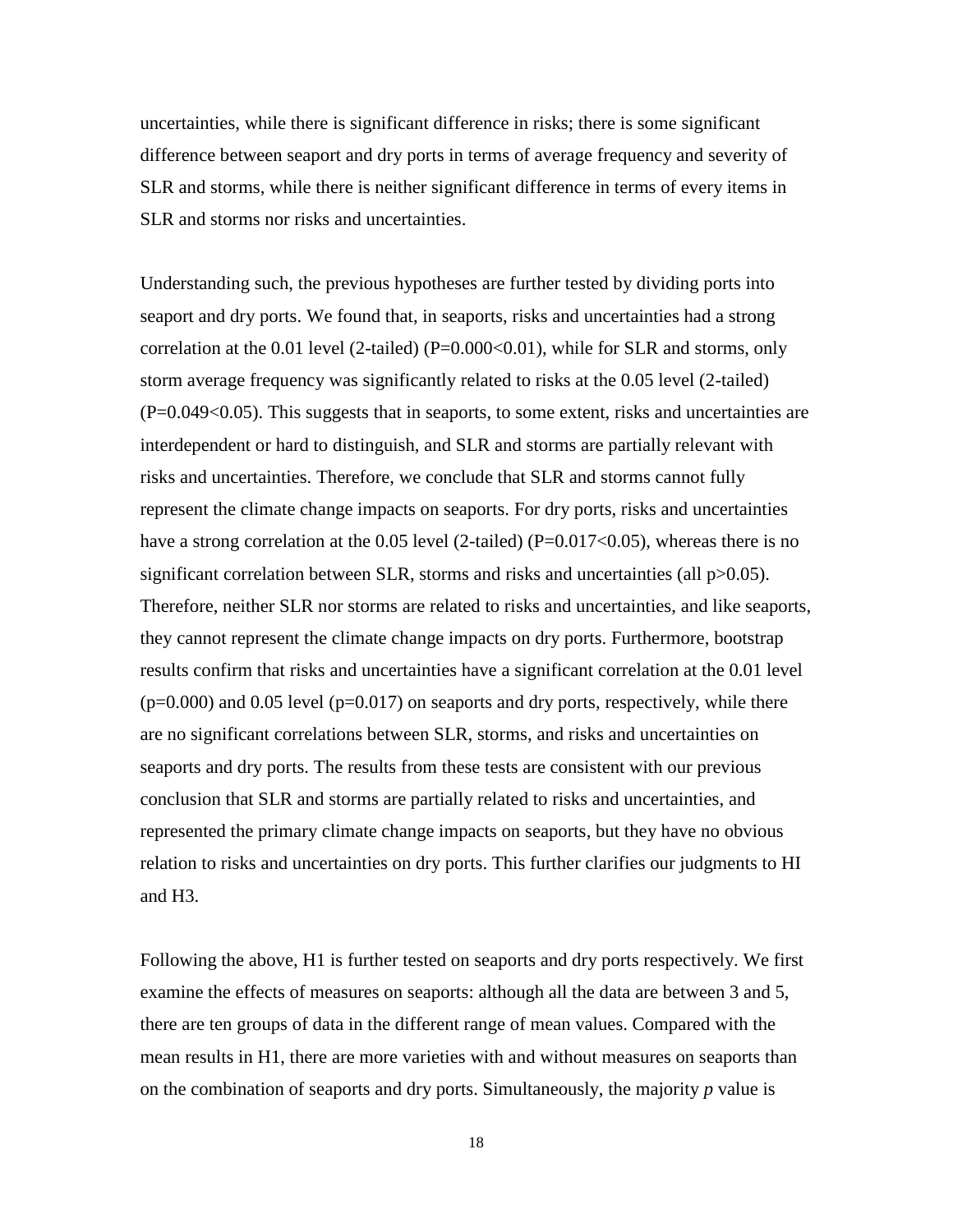uncertainties, while there is significant difference in risks; there is some significant difference between seaport and dry ports in terms of average frequency and severity of SLR and storms, while there is neither significant difference in terms of every items in SLR and storms nor risks and uncertainties.

Understanding such, the previous hypotheses are further tested by dividing ports into seaport and dry ports. We found that, in seaports, risks and uncertainties had a strong correlation at the 0.01 level (2-tailed) ($P=0.000<0.01$), while for SLR and storms, only storm average frequency was significantly related to risks at the 0.05 level (2-tailed) ($P=0.049<0.05$). This suggests that in seaports, to some extent, risks and uncertainties are interdependent or hard to distinguish, and SLR and storms are partially relevant with risks and uncertainties. Therefore, we conclude that SLR and storms cannot fully represent the climate change impacts on seaports. For dry ports, risks and uncertainties have a strong correlation at the 0.05 level (2-tailed) ($P=0.017<0.05$), whereas there is no significant correlation between SLR, storms and risks and uncertainties (all $p>0.05$). Therefore, neither SLR nor storms are related to risks and uncertainties, and like seaports, they cannot represent the climate change impacts on dry ports. Furthermore, bootstrap results confirm that risks and uncertainties have a significant correlation at the 0.01 level ($p=0.000$) and 0.05 level ($p=0.017$) on seaports and dry ports, respectively, while there are no significant correlations between SLR, storms, and risks and uncertainties on seaports and dry ports. The results from these tests are consistent with our previous conclusion that SLR and storms are partially related to risks and uncertainties, and represented the primary climate change impacts on seaports, but they have no obvious relation to risks and uncertainties on dry ports. This further clarifies our judgments to HI and H3.

Following the above, H1 is further tested on seaports and dry ports respectively. We first examine the effects of measures on seaports: although all the data are between 3 and 5, there are ten groups of data in the different range of mean values. Compared with the mean results in H1, there are more varieties with and without measures on seaports than on the combination of seaports and dry ports. Simultaneously, the majority *p* value is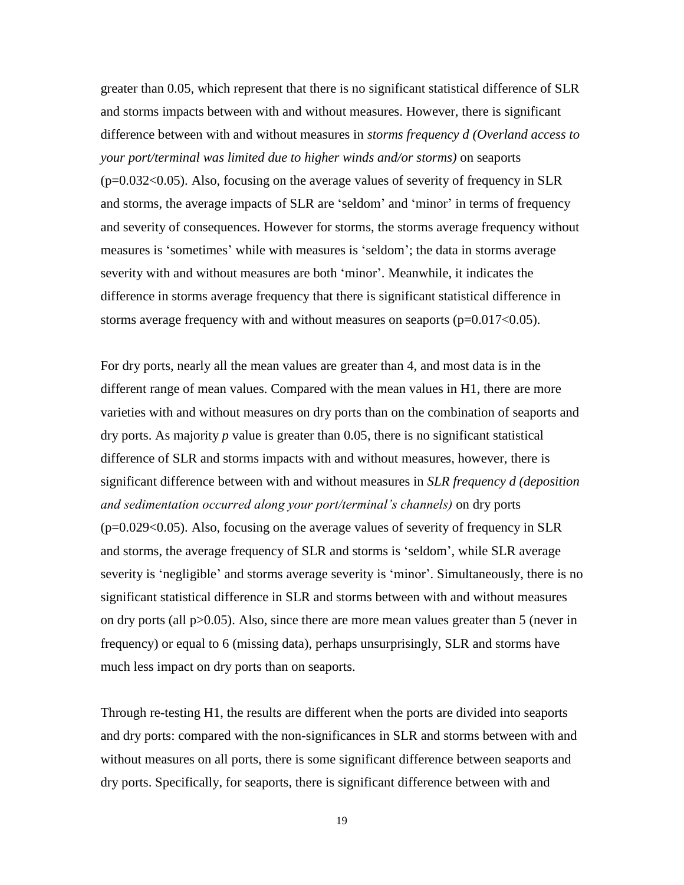greater than 0.05, which represent that there is no significant statistical difference of SLR and storms impacts between with and without measures. However, there is significant difference between with and without measures in *storms frequency d (Overland access to your port/terminal was limited due to higher winds and/or storms)* on seaports ($p=0.032<0.05$). Also, focusing on the average values of severity of frequency in SLR and storms, the average impacts of SLR are 'seldom' and 'minor' in terms of frequency and severity of consequences. However for storms, the storms average frequency without measures is 'sometimes' while with measures is 'seldom'; the data in storms average severity with and without measures are both 'minor'. Meanwhile, it indicates the difference in storms average frequency that there is significant statistical difference in storms average frequency with and without measures on seaports ($p=0.017<0.05$).

For dry ports, nearly all the mean values are greater than 4, and most data is in the different range of mean values. Compared with the mean values in H1, there are more varieties with and without measures on dry ports than on the combination of seaports and dry ports. As majority *p* value is greater than 0.05, there is no significant statistical difference of SLR and storms impacts with and without measures, however, there is significant difference between with and without measures in *SLR frequency d (deposition and sedimentation occurred along your port/terminal's channels)* on dry ports ($p=0.029<0.05$). Also, focusing on the average values of severity of frequency in SLR and storms, the average frequency of SLR and storms is 'seldom', while SLR average severity is 'negligible' and storms average severity is 'minor'. Simultaneously, there is no significant statistical difference in SLR and storms between with and without measures on dry ports (all $p>0.05$). Also, since there are more mean values greater than 5 (never in frequency) or equal to 6 (missing data), perhaps unsurprisingly, SLR and storms have much less impact on dry ports than on seaports.

Through re-testing H1, the results are different when the ports are divided into seaports and dry ports: compared with the non-significances in SLR and storms between with and without measures on all ports, there is some significant difference between seaports and dry ports. Specifically, for seaports, there is significant difference between with and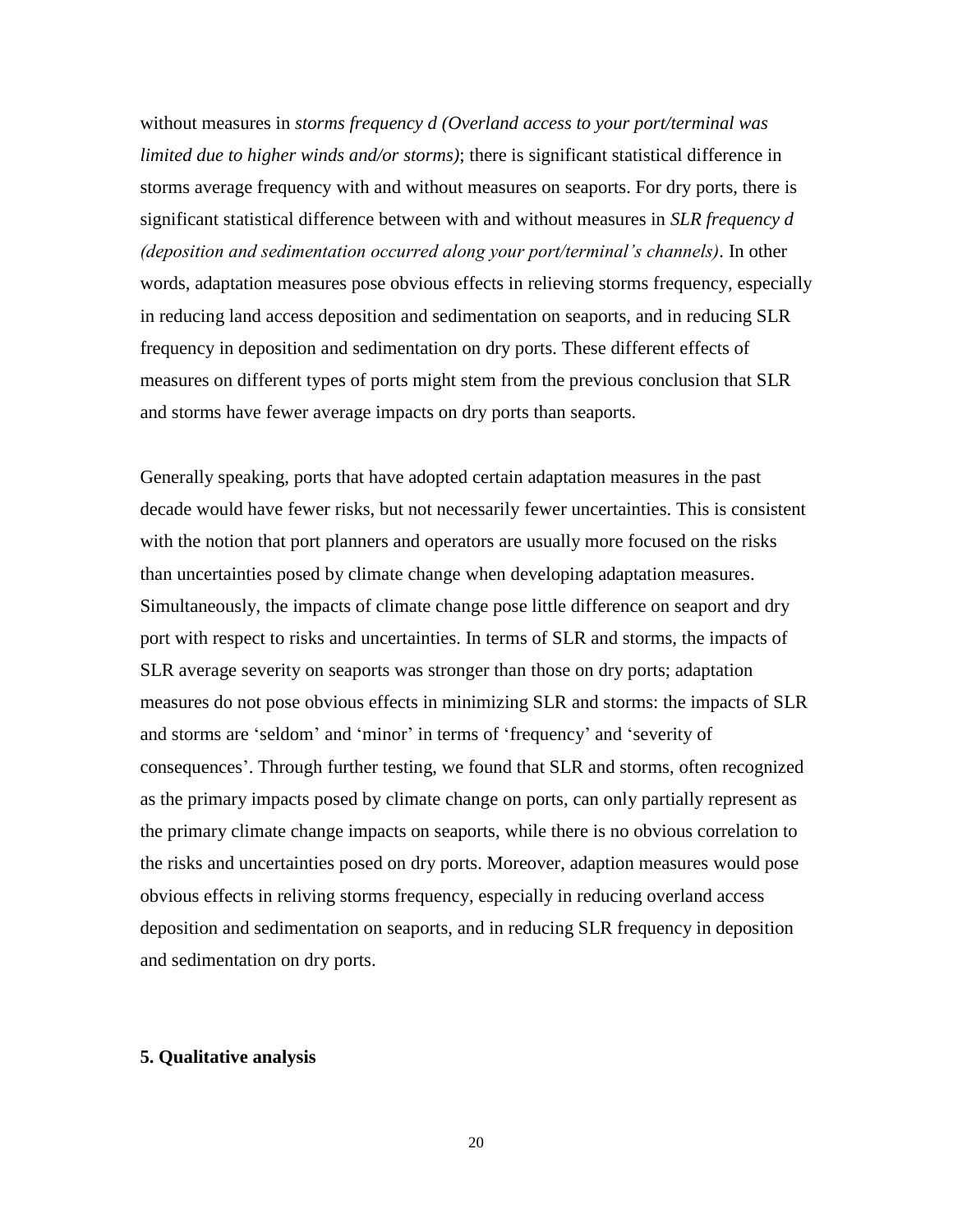without measures in *storms frequency d (Overland access to your port/terminal was limited due to higher winds and/or storms)*; there is significant statistical difference in storms average frequency with and without measures on seaports. For dry ports, there is significant statistical difference between with and without measures in *SLR frequency d (deposition and sedimentation occurred along your port/terminal's channels)*. In other words, adaptation measures pose obvious effects in relieving storms frequency, especially in reducing land access deposition and sedimentation on seaports, and in reducing SLR frequency in deposition and sedimentation on dry ports. These different effects of measures on different types of ports might stem from the previous conclusion that SLR and storms have fewer average impacts on dry ports than seaports.

Generally speaking, ports that have adopted certain adaptation measures in the past decade would have fewer risks, but not necessarily fewer uncertainties. This is consistent with the notion that port planners and operators are usually more focused on the risks than uncertainties posed by climate change when developing adaptation measures. Simultaneously, the impacts of climate change pose little difference on seaport and dry port with respect to risks and uncertainties. In terms of SLR and storms, the impacts of SLR average severity on seaports was stronger than those on dry ports; adaptation measures do not pose obvious effects in minimizing SLR and storms: the impacts of SLR and storms are 'seldom' and 'minor' in terms of 'frequency' and 'severity of consequences'. Through further testing, we found that SLR and storms, often recognized as the primary impacts posed by climate change on ports, can only partially represent as the primary climate change impacts on seaports, while there is no obvious correlation to the risks and uncertainties posed on dry ports. Moreover, adaption measures would pose obvious effects in reliving storms frequency, especially in reducing overland access deposition and sedimentation on seaports, and in reducing SLR frequency in deposition and sedimentation on dry ports.

## 5. Qualitative analysis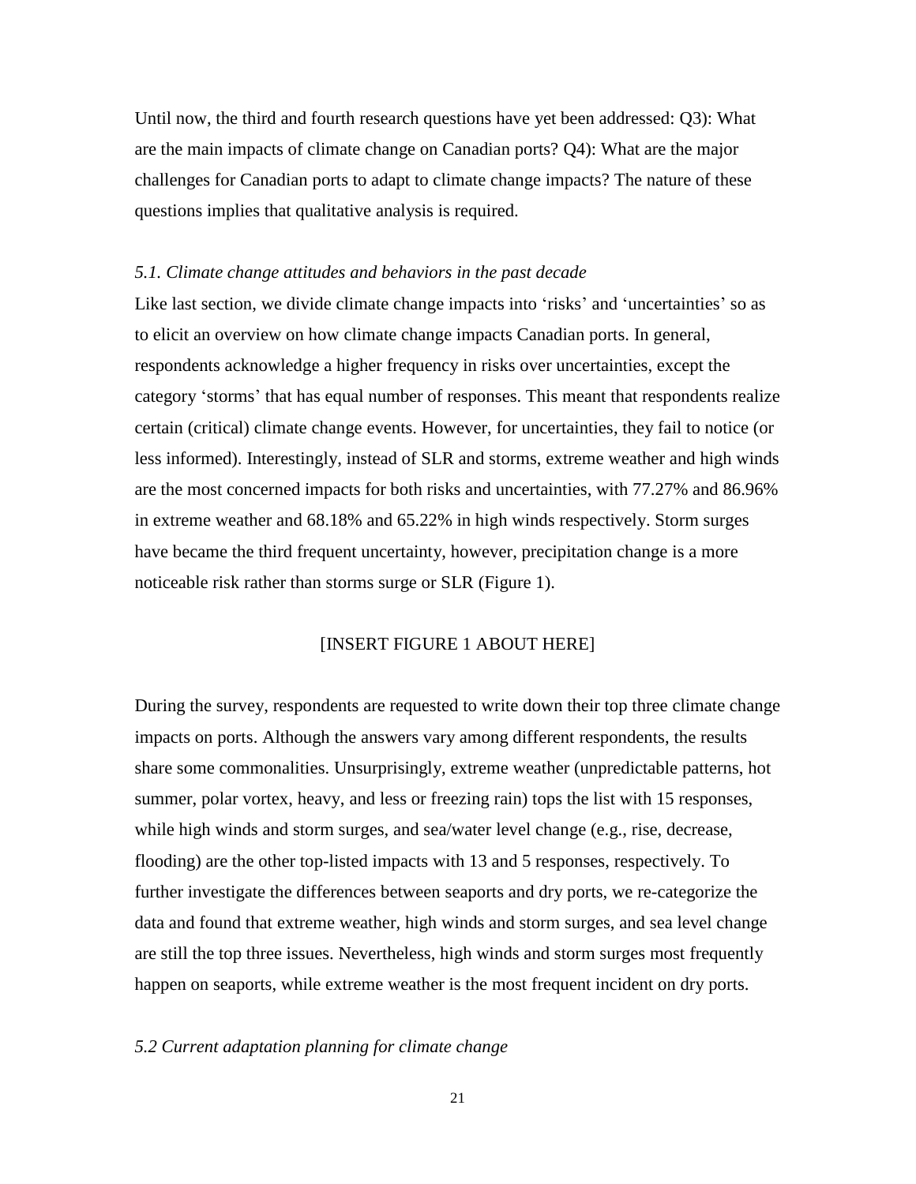Until now, the third and fourth research questions have yet been addressed: Q3): What are the main impacts of climate change on Canadian ports? Q4): What are the major challenges for Canadian ports to adapt to climate change impacts? The nature of these questions implies that qualitative analysis is required.

### *5.1. Climate change attitudes and behaviors in the past decade*

Like last section, we divide climate change impacts into 'risks' and 'uncertainties' so as to elicit an overview on how climate change impacts Canadian ports. In general, respondents acknowledge a higher frequency in risks over uncertainties, except the category 'storms' that has equal number of responses. This meant that respondents realize certain (critical) climate change events. However, for uncertainties, they fail to notice (or less informed). Interestingly, instead of SLR and storms, extreme weather and high winds are the most concerned impacts for both risks and uncertainties, with 77.27% and 86.96% in extreme weather and 68.18% and 65.22% in high winds respectively. Storm surges have became the third frequent uncertainty, however, precipitation change is a more noticeable risk rather than storms surge or SLR (Figure 1).

[INSERT FIGURE 1 ABOUT HERE]

During the survey, respondents are requested to write down their top three climate change impacts on ports. Although the answers vary among different respondents, the results share some commonalities. Unsurprisingly, extreme weather (unpredictable patterns, hot summer, polar vortex, heavy, and less or freezing rain) tops the list with 15 responses, while high winds and storm surges, and sea/water level change (e.g., rise, decrease, flooding) are the other top-listed impacts with 13 and 5 responses, respectively. To further investigate the differences between seaports and dry ports, we re-categorize the data and found that extreme weather, high winds and storm surges, and sea level change are still the top three issues. Nevertheless, high winds and storm surges most frequently happen on seaports, while extreme weather is the most frequent incident on dry ports.

### *5.2 Current adaptation planning for climate change*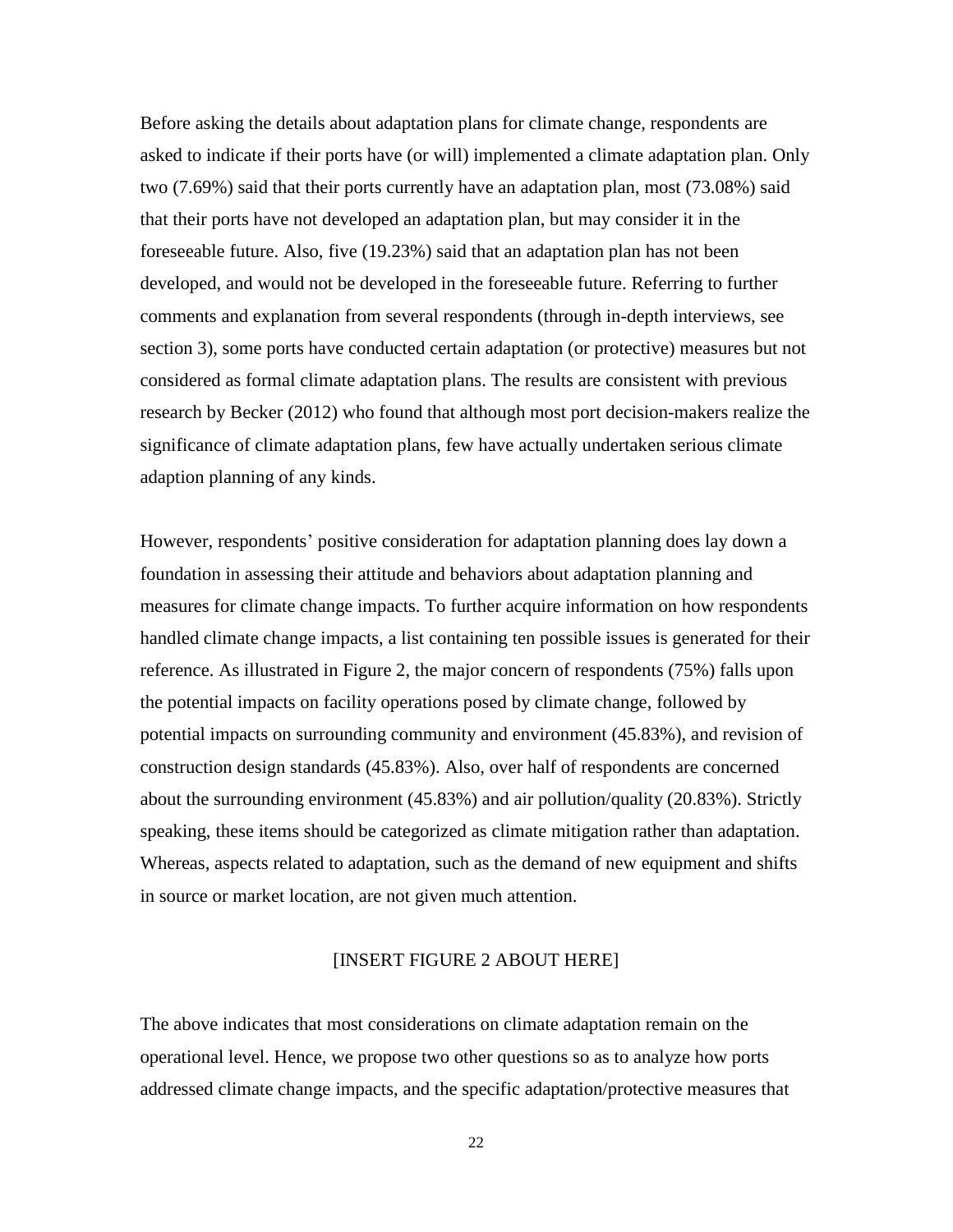Before asking the details about adaptation plans for climate change, respondents are asked to indicate if their ports have (or will) implemented a climate adaptation plan. Only two (7.69%) said that their ports currently have an adaptation plan, most (73.08%) said that their ports have not developed an adaptation plan, but may consider it in the foreseeable future. Also, five (19.23%) said that an adaptation plan has not been developed, and would not be developed in the foreseeable future. Referring to further comments and explanation from several respondents (through in-depth interviews, see section 3), some ports have conducted certain adaptation (or protective) measures but not considered as formal climate adaptation plans. The results are consistent with previous research by Becker (2012) who found that although most port decision-makers realize the significance of climate adaptation plans, few have actually undertaken serious climate adaption planning of any kinds.

However, respondents' positive consideration for adaptation planning does lay down a foundation in assessing their attitude and behaviors about adaptation planning and measures for climate change impacts. To further acquire information on how respondents handled climate change impacts, a list containing ten possible issues is generated for their reference. As illustrated in Figure 2, the major concern of respondents (75%) falls upon the potential impacts on facility operations posed by climate change, followed by potential impacts on surrounding community and environment (45.83%), and revision of construction design standards (45.83%). Also, over half of respondents are concerned about the surrounding environment (45.83%) and air pollution/quality (20.83%). Strictly speaking, these items should be categorized as climate mitigation rather than adaptation. Whereas, aspects related to adaptation, such as the demand of new equipment and shifts in source or market location, are not given much attention.

[INSERT FIGURE 2 ABOUT HERE]

The above indicates that most considerations on climate adaptation remain on the operational level. Hence, we propose two other questions so as to analyze how ports addressed climate change impacts, and the specific adaptation/protective measures that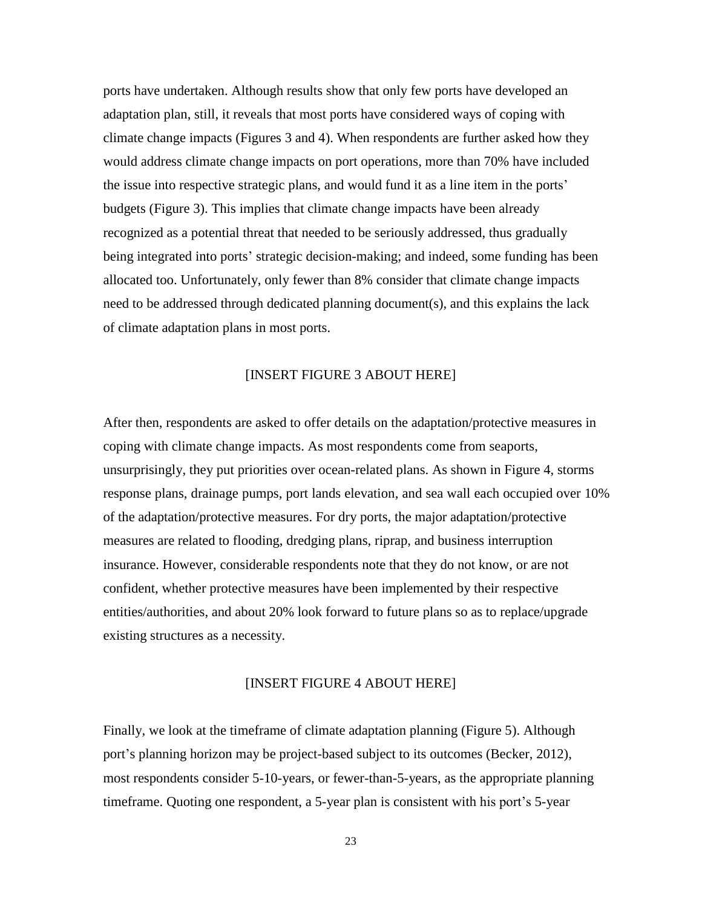ports have undertaken. Although results show that only few ports have developed an adaptation plan, still, it reveals that most ports have considered ways of coping with climate change impacts (Figures 3 and 4). When respondents are further asked how they would address climate change impacts on port operations, more than 70% have included the issue into respective strategic plans, and would fund it as a line item in the ports' budgets (Figure 3). This implies that climate change impacts have been already recognized as a potential threat that needed to be seriously addressed, thus gradually being integrated into ports' strategic decision-making; and indeed, some funding has been allocated too. Unfortunately, only fewer than 8% consider that climate change impacts need to be addressed through dedicated planning document(s), and this explains the lack of climate adaptation plans in most ports.

[INSERT FIGURE 3 ABOUT HERE]

After then, respondents are asked to offer details on the adaptation/protective measures in coping with climate change impacts. As most respondents come from seaports, unsurprisingly, they put priorities over ocean-related plans. As shown in Figure 4, storms response plans, drainage pumps, port lands elevation, and sea wall each occupied over 10% of the adaptation/protective measures. For dry ports, the major adaptation/protective measures are related to flooding, dredging plans, riprap, and business interruption insurance. However, considerable respondents note that they do not know, or are not confident, whether protective measures have been implemented by their respective entities/authorities, and about 20% look forward to future plans so as to replace/upgrade existing structures as a necessity.

[INSERT FIGURE 4 ABOUT HERE]

Finally, we look at the timeframe of climate adaptation planning (Figure 5). Although port's planning horizon may be project-based subject to its outcomes (Becker, 2012), most respondents consider 5-10-years, or fewer-than-5-years, as the appropriate planning timeframe. Quoting one respondent, a 5-year plan is consistent with his port's 5-year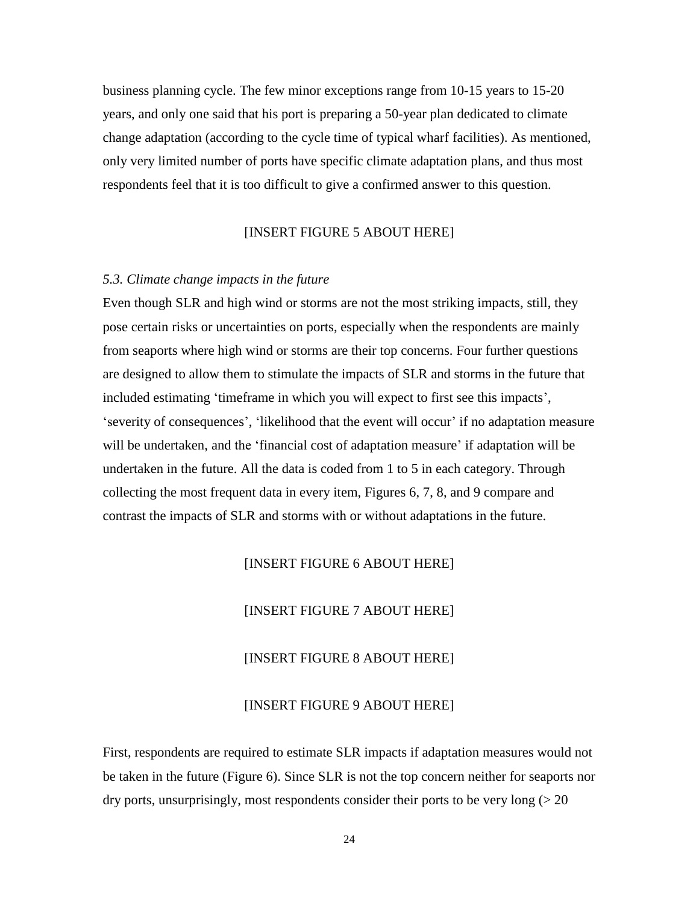business planning cycle. The few minor exceptions range from 10-15 years to 15-20 years, and only one said that his port is preparing a 50-year plan dedicated to climate change adaptation (according to the cycle time of typical wharf facilities). As mentioned, only very limited number of ports have specific climate adaptation plans, and thus most respondents feel that it is too difficult to give a confirmed answer to this question.

[INSERT FIGURE 5 ABOUT HERE]

*5.3. Climate change impacts in the future*

Even though SLR and high wind or storms are not the most striking impacts, still, they pose certain risks or uncertainties on ports, especially when the respondents are mainly from seaports where high wind or storms are their top concerns. Four further questions are designed to allow them to stimulate the impacts of SLR and storms in the future that included estimating 'timeframe in which you will expect to first see this impacts', 'severity of consequences', 'likelihood that the event will occur' if no adaptation measure will be undertaken, and the 'financial cost of adaptation measure' if adaptation will be undertaken in the future. All the data is coded from 1 to 5 in each category. Through collecting the most frequent data in every item, Figures 6, 7, 8, and 9 compare and contrast the impacts of SLR and storms with or without adaptations in the future.

[INSERT FIGURE 6 ABOUT HERE]

[INSERT FIGURE 7 ABOUT HERE]

[INSERT FIGURE 8 ABOUT HERE]

[INSERT FIGURE 9 ABOUT HERE]

First, respondents are required to estimate SLR impacts if adaptation measures would not be taken in the future (Figure 6). Since SLR is not the top concern neither for seaports nor dry ports, unsurprisingly, most respondents consider their ports to be very long (> 20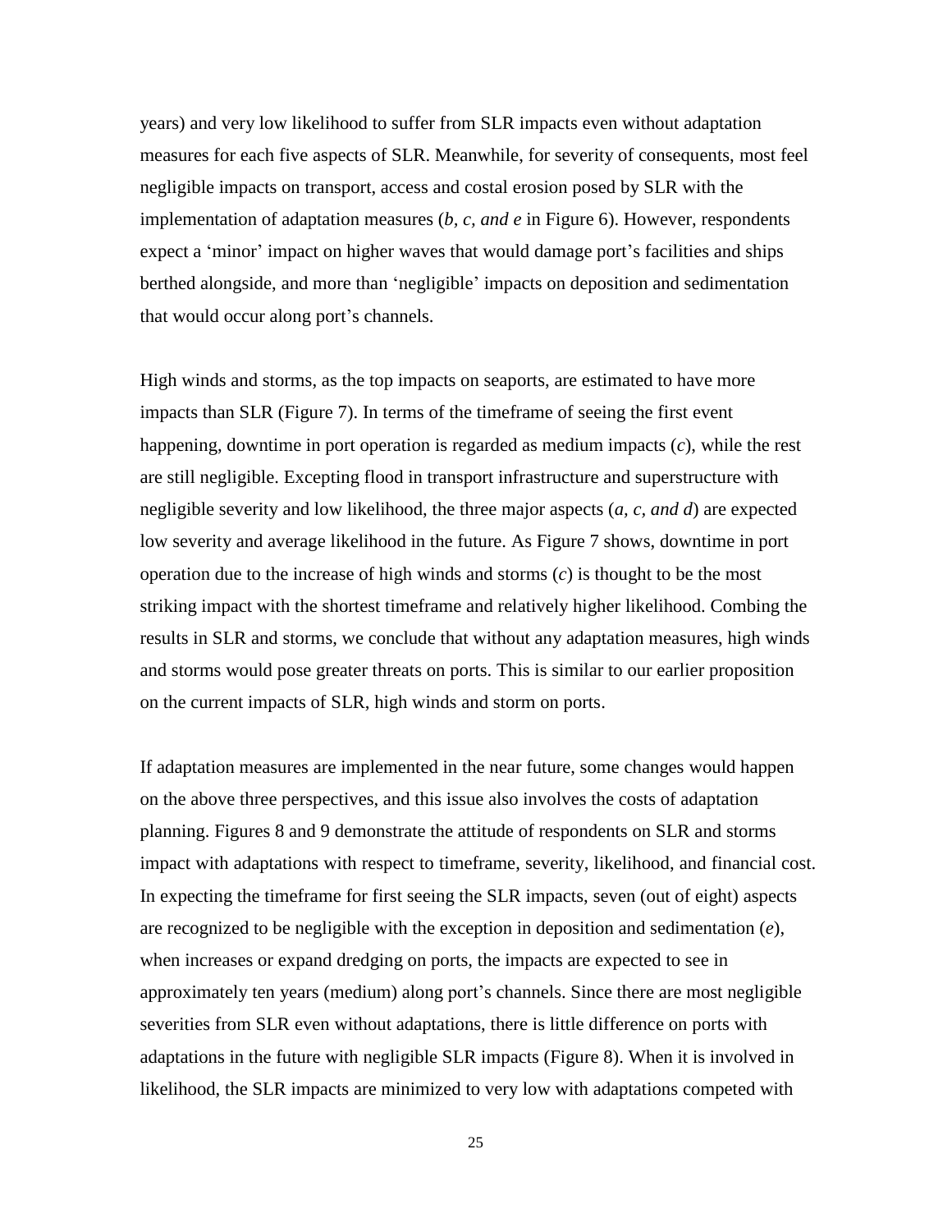years) and very low likelihood to suffer from SLR impacts even without adaptation measures for each five aspects of SLR. Meanwhile, for severity of consequents, most feel negligible impacts on transport, access and costal erosion posed by SLR with the implementation of adaptation measures (*b, c, and e* in Figure 6). However, respondents expect a 'minor' impact on higher waves that would damage port's facilities and ships berthed alongside, and more than 'negligible' impacts on deposition and sedimentation that would occur along port's channels.

High winds and storms, as the top impacts on seaports, are estimated to have more impacts than SLR (Figure 7). In terms of the timeframe of seeing the first event happening, downtime in port operation is regarded as medium impacts (*c*), while the rest are still negligible. Excepting flood in transport infrastructure and superstructure with negligible severity and low likelihood, the three major aspects (*a, c, and d*) are expected low severity and average likelihood in the future. As Figure 7 shows, downtime in port operation due to the increase of high winds and storms (*c*) is thought to be the most striking impact with the shortest timeframe and relatively higher likelihood. Combing the results in SLR and storms, we conclude that without any adaptation measures, high winds and storms would pose greater threats on ports. This is similar to our earlier proposition on the current impacts of SLR, high winds and storm on ports.

If adaptation measures are implemented in the near future, some changes would happen on the above three perspectives, and this issue also involves the costs of adaptation planning. Figures 8 and 9 demonstrate the attitude of respondents on SLR and storms impact with adaptations with respect to timeframe, severity, likelihood, and financial cost. In expecting the timeframe for first seeing the SLR impacts, seven (out of eight) aspects are recognized to be negligible with the exception in deposition and sedimentation (*e*), when increases or expand dredging on ports, the impacts are expected to see in approximately ten years (medium) along port's channels. Since there are most negligible severities from SLR even without adaptations, there is little difference on ports with adaptations in the future with negligible SLR impacts (Figure 8). When it is involved in likelihood, the SLR impacts are minimized to very low with adaptations competed with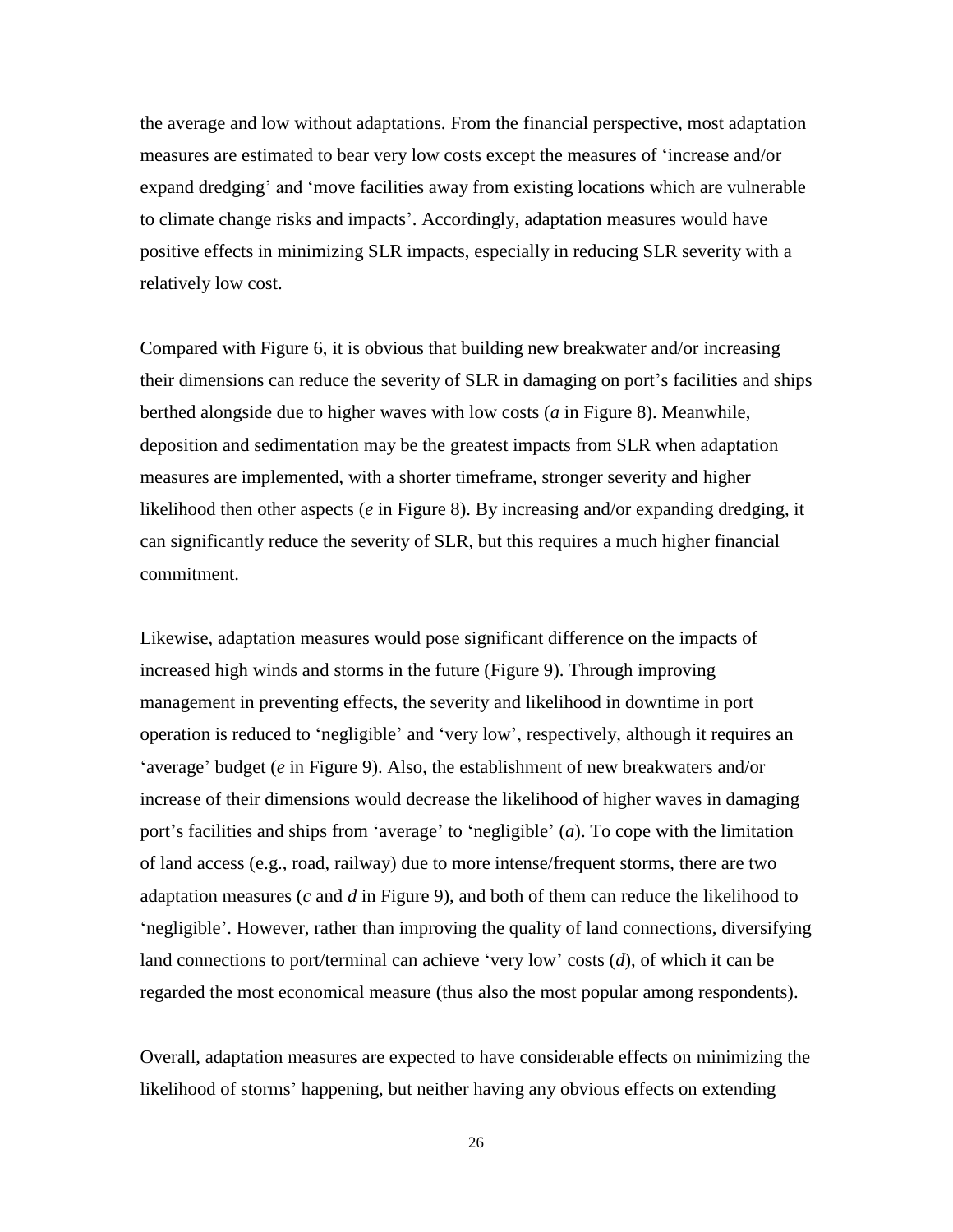the average and low without adaptations. From the financial perspective, most adaptation measures are estimated to bear very low costs except the measures of 'increase and/or expand dredging' and 'move facilities away from existing locations which are vulnerable to climate change risks and impacts'. Accordingly, adaptation measures would have positive effects in minimizing SLR impacts, especially in reducing SLR severity with a relatively low cost.

Compared with Figure 6, it is obvious that building new breakwater and/or increasing their dimensions can reduce the severity of SLR in damaging on port's facilities and ships berthed alongside due to higher waves with low costs (*a* in Figure 8). Meanwhile, deposition and sedimentation may be the greatest impacts from SLR when adaptation measures are implemented, with a shorter timeframe, stronger severity and higher likelihood then other aspects (*e* in Figure 8). By increasing and/or expanding dredging, it can significantly reduce the severity of SLR, but this requires a much higher financial commitment.

Likewise, adaptation measures would pose significant difference on the impacts of increased high winds and storms in the future (Figure 9). Through improving management in preventing effects, the severity and likelihood in downtime in port operation is reduced to 'negligible' and 'very low', respectively, although it requires an 'average' budget (*e* in Figure 9). Also, the establishment of new breakwaters and/or increase of their dimensions would decrease the likelihood of higher waves in damaging port's facilities and ships from 'average' to 'negligible' (*a*). To cope with the limitation of land access (e.g., road, railway) due to more intense/frequent storms, there are two adaptation measures (*c* and *d* in Figure 9), and both of them can reduce the likelihood to 'negligible'. However, rather than improving the quality of land connections, diversifying land connections to port/terminal can achieve 'very low' costs (*d*), of which it can be regarded the most economical measure (thus also the most popular among respondents).

Overall, adaptation measures are expected to have considerable effects on minimizing the likelihood of storms' happening, but neither having any obvious effects on extending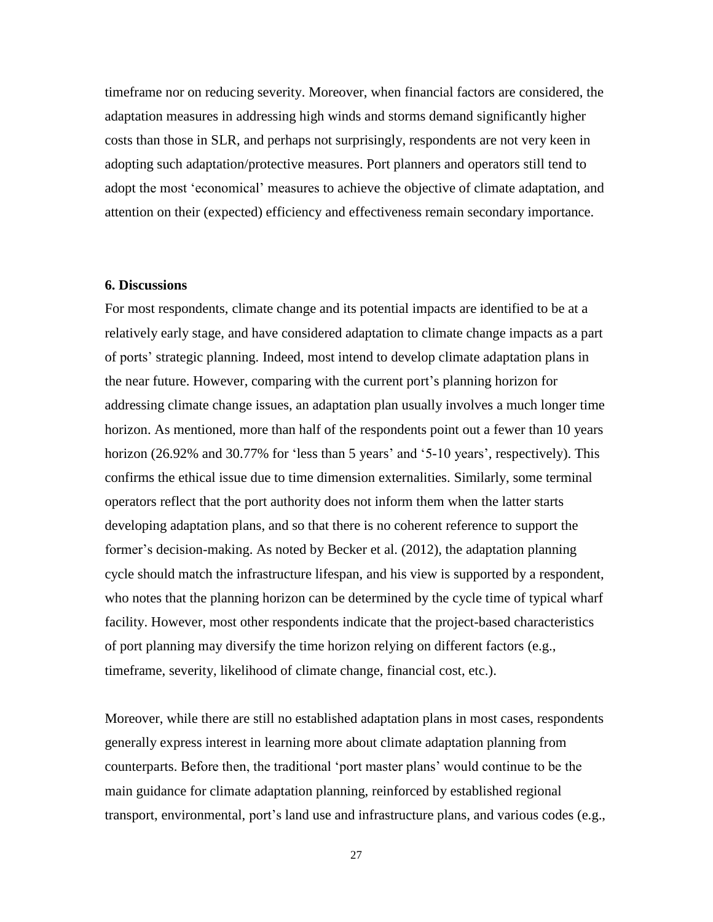timeframe nor on reducing severity. Moreover, when financial factors are considered, the adaptation measures in addressing high winds and storms demand significantly higher costs than those in SLR, and perhaps not surprisingly, respondents are not very keen in adopting such adaptation/protective measures. Port planners and operators still tend to adopt the most 'economical' measures to achieve the objective of climate adaptation, and attention on their (expected) efficiency and effectiveness remain secondary importance.

## 6. Discussions

For most respondents, climate change and its potential impacts are identified to be at a relatively early stage, and have considered adaptation to climate change impacts as a part of ports' strategic planning. Indeed, most intend to develop climate adaptation plans in the near future. However, comparing with the current port's planning horizon for addressing climate change issues, an adaptation plan usually involves a much longer time horizon. As mentioned, more than half of the respondents point out a fewer than 10 years horizon (26.92% and 30.77% for 'less than 5 years' and '5-10 years', respectively). This confirms the ethical issue due to time dimension externalities. Similarly, some terminal operators reflect that the port authority does not inform them when the latter starts developing adaptation plans, and so that there is no coherent reference to support the former's decision-making. As noted by Becker et al. (2012), the adaptation planning cycle should match the infrastructure lifespan, and his view is supported by a respondent, who notes that the planning horizon can be determined by the cycle time of typical wharf facility. However, most other respondents indicate that the project-based characteristics of port planning may diversify the time horizon relying on different factors (e.g., timeframe, severity, likelihood of climate change, financial cost, etc.).

Moreover, while there are still no established adaptation plans in most cases, respondents generally express interest in learning more about climate adaptation planning from counterparts. Before then, the traditional 'port master plans' would continue to be the main guidance for climate adaptation planning, reinforced by established regional transport, environmental, port's land use and infrastructure plans, and various codes (e.g.,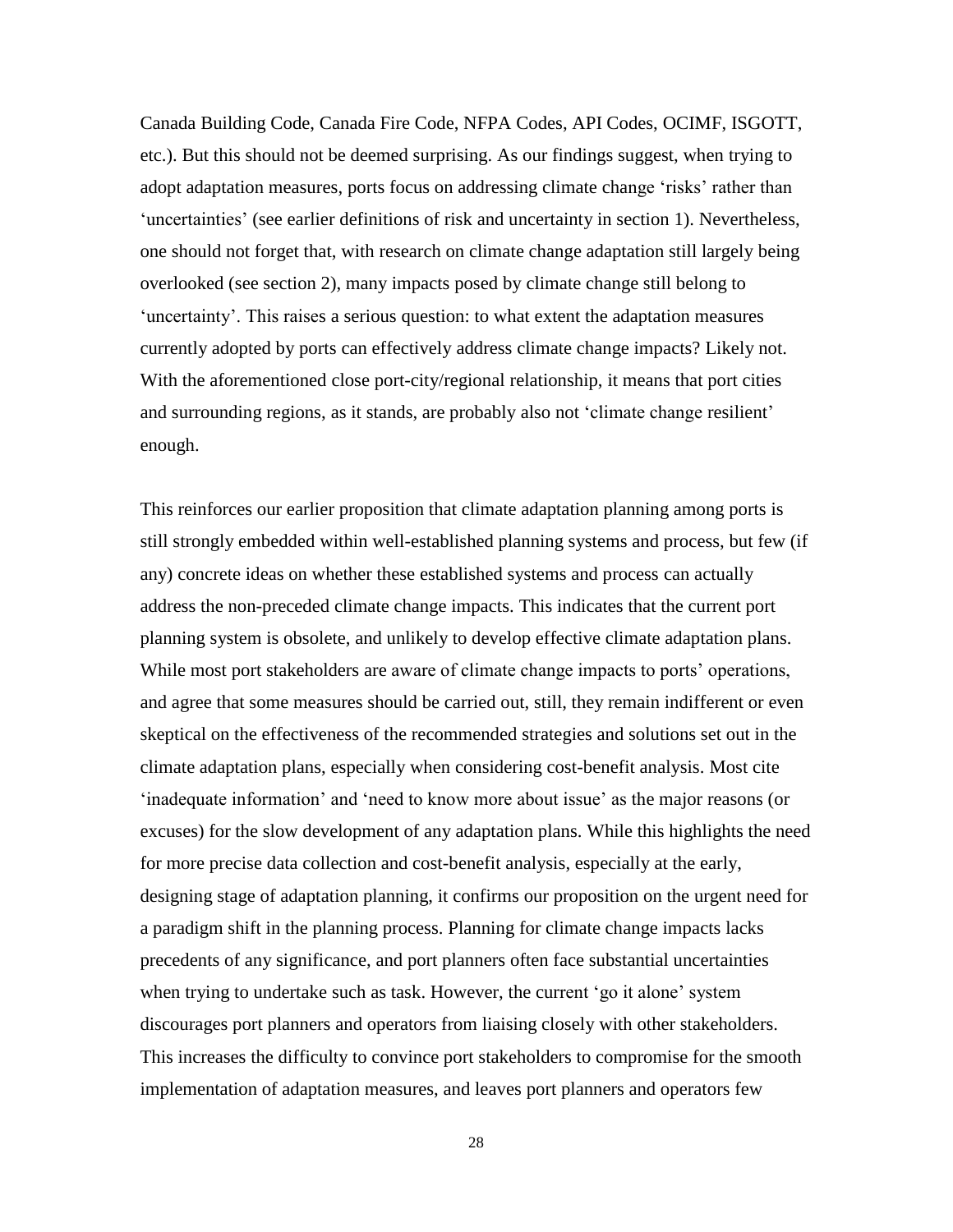Canada Building Code, Canada Fire Code, NFPA Codes, API Codes, OCIMF, ISGOTT, etc.). But this should not be deemed surprising. As our findings suggest, when trying to adopt adaptation measures, ports focus on addressing climate change 'risks' rather than 'uncertainties' (see earlier definitions of risk and uncertainty in section 1). Nevertheless, one should not forget that, with research on climate change adaptation still largely being overlooked (see section 2), many impacts posed by climate change still belong to 'uncertainty'. This raises a serious question: to what extent the adaptation measures currently adopted by ports can effectively address climate change impacts? Likely not. With the aforementioned close port-city/regional relationship, it means that port cities and surrounding regions, as it stands, are probably also not 'climate change resilient' enough.

This reinforces our earlier proposition that climate adaptation planning among ports is still strongly embedded within well-established planning systems and process, but few (if any) concrete ideas on whether these established systems and process can actually address the non-preceded climate change impacts. This indicates that the current port planning system is obsolete, and unlikely to develop effective climate adaptation plans. While most port stakeholders are aware of climate change impacts to ports' operations, and agree that some measures should be carried out, still, they remain indifferent or even skeptical on the effectiveness of the recommended strategies and solutions set out in the climate adaptation plans, especially when considering cost-benefit analysis. Most cite 'inadequate information' and 'need to know more about issue' as the major reasons (or excuses) for the slow development of any adaptation plans. While this highlights the need for more precise data collection and cost-benefit analysis, especially at the early, designing stage of adaptation planning, it confirms our proposition on the urgent need for a paradigm shift in the planning process. Planning for climate change impacts lacks precedents of any significance, and port planners often face substantial uncertainties when trying to undertake such as task. However, the current 'go it alone' system discourages port planners and operators from liaising closely with other stakeholders. This increases the difficulty to convince port stakeholders to compromise for the smooth implementation of adaptation measures, and leaves port planners and operators few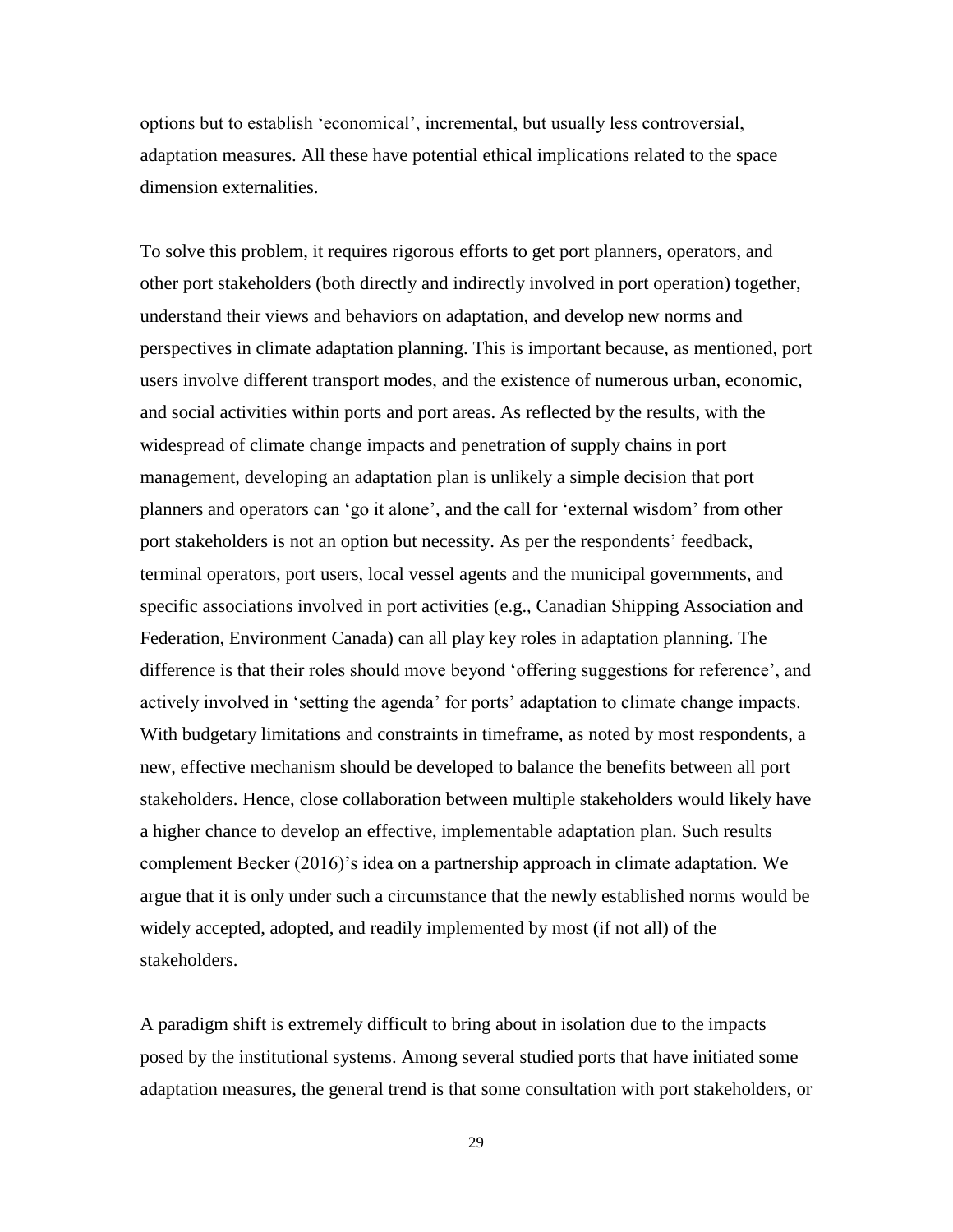options but to establish 'economical', incremental, but usually less controversial, adaptation measures. All these have potential ethical implications related to the space dimension externalities.

To solve this problem, it requires rigorous efforts to get port planners, operators, and other port stakeholders (both directly and indirectly involved in port operation) together, understand their views and behaviors on adaptation, and develop new norms and perspectives in climate adaptation planning. This is important because, as mentioned, port users involve different transport modes, and the existence of numerous urban, economic, and social activities within ports and port areas. As reflected by the results, with the widespread of climate change impacts and penetration of supply chains in port management, developing an adaptation plan is unlikely a simple decision that port planners and operators can 'go it alone', and the call for 'external wisdom' from other port stakeholders is not an option but necessity. As per the respondents' feedback, terminal operators, port users, local vessel agents and the municipal governments, and specific associations involved in port activities (e.g., Canadian Shipping Association and Federation, Environment Canada) can all play key roles in adaptation planning. The difference is that their roles should move beyond 'offering suggestions for reference', and actively involved in 'setting the agenda' for ports' adaptation to climate change impacts. With budgetary limitations and constraints in timeframe, as noted by most respondents, a new, effective mechanism should be developed to balance the benefits between all port stakeholders. Hence, close collaboration between multiple stakeholders would likely have a higher chance to develop an effective, implementable adaptation plan. Such results complement Becker (2016)'s idea on a partnership approach in climate adaptation. We argue that it is only under such a circumstance that the newly established norms would be widely accepted, adopted, and readily implemented by most (if not all) of the stakeholders.

A paradigm shift is extremely difficult to bring about in isolation due to the impacts posed by the institutional systems. Among several studied ports that have initiated some adaptation measures, the general trend is that some consultation with port stakeholders, or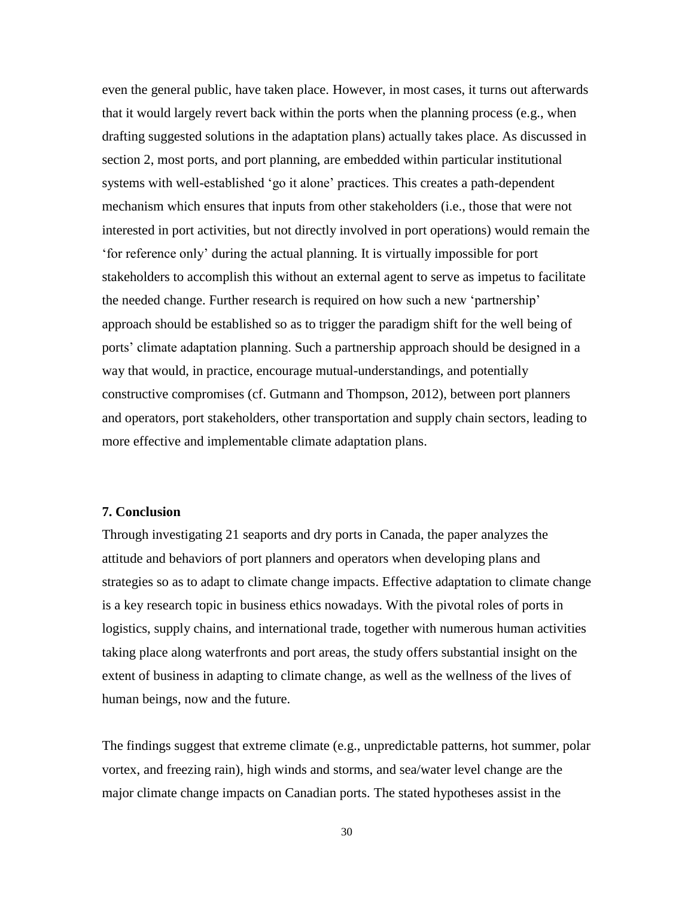even the general public, have taken place. However, in most cases, it turns out afterwards that it would largely revert back within the ports when the planning process (e.g., when drafting suggested solutions in the adaptation plans) actually takes place. As discussed in section 2, most ports, and port planning, are embedded within particular institutional systems with well-established 'go it alone' practices. This creates a path-dependent mechanism which ensures that inputs from other stakeholders (i.e., those that were not interested in port activities, but not directly involved in port operations) would remain the 'for reference only' during the actual planning. It is virtually impossible for port stakeholders to accomplish this without an external agent to serve as impetus to facilitate the needed change. Further research is required on how such a new 'partnership' approach should be established so as to trigger the paradigm shift for the well being of ports' climate adaptation planning. Such a partnership approach should be designed in a way that would, in practice, encourage mutual-understandings, and potentially constructive compromises (cf. Gutmann and Thompson, 2012), between port planners and operators, port stakeholders, other transportation and supply chain sectors, leading to more effective and implementable climate adaptation plans.

## 7. Conclusion

Through investigating 21 seaports and dry ports in Canada, the paper analyzes the attitude and behaviors of port planners and operators when developing plans and strategies so as to adapt to climate change impacts. Effective adaptation to climate change is a key research topic in business ethics nowadays. With the pivotal roles of ports in logistics, supply chains, and international trade, together with numerous human activities taking place along waterfronts and port areas, the study offers substantial insight on the extent of business in adapting to climate change, as well as the wellness of the lives of human beings, now and the future.

The findings suggest that extreme climate (e.g., unpredictable patterns, hot summer, polar vortex, and freezing rain), high winds and storms, and sea/water level change are the major climate change impacts on Canadian ports. The stated hypotheses assist in the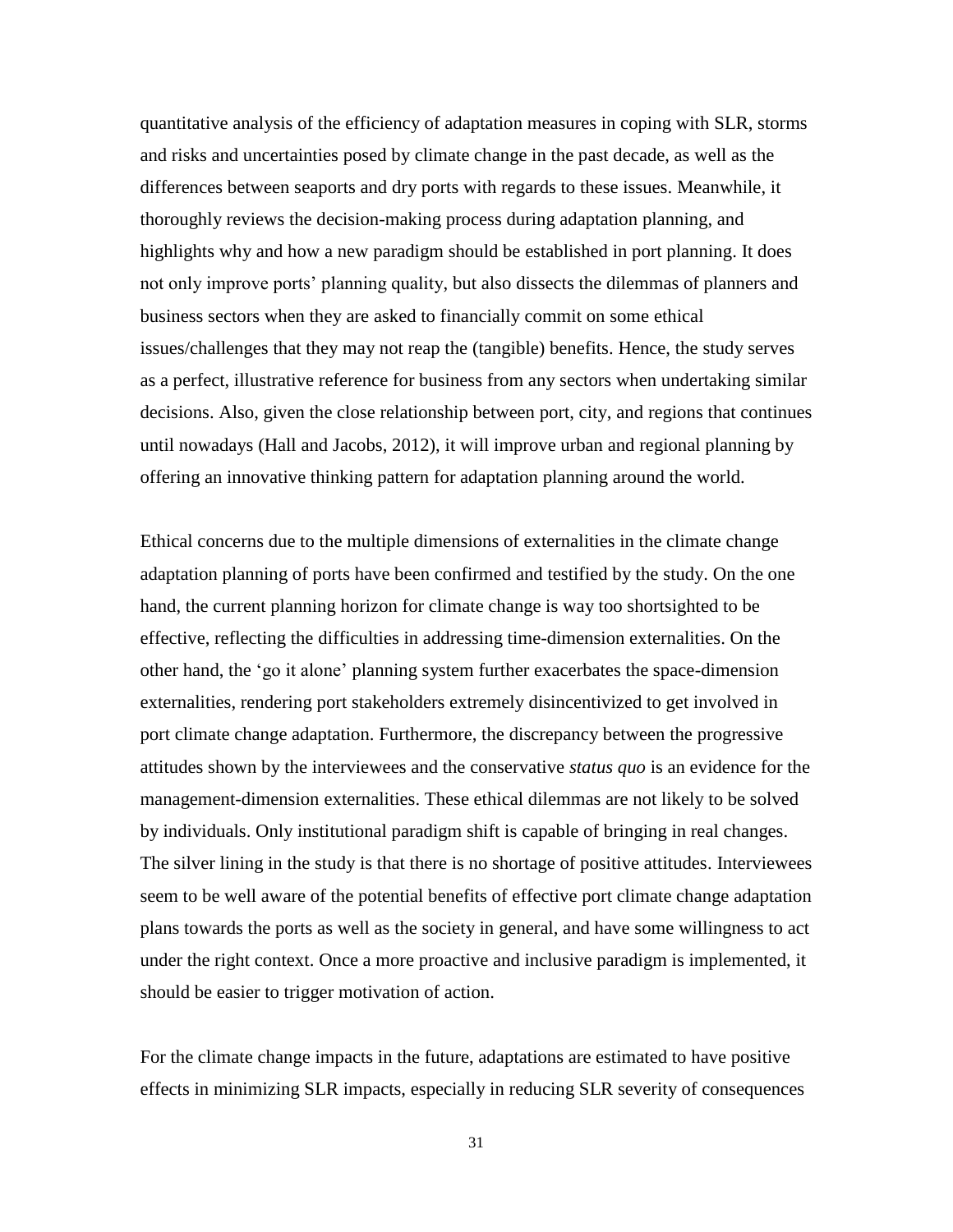quantitative analysis of the efficiency of adaptation measures in coping with SLR, storms and risks and uncertainties posed by climate change in the past decade, as well as the differences between seaports and dry ports with regards to these issues. Meanwhile, it thoroughly reviews the decision-making process during adaptation planning, and highlights why and how a new paradigm should be established in port planning. It does not only improve ports' planning quality, but also dissects the dilemmas of planners and business sectors when they are asked to financially commit on some ethical issues/challenges that they may not reap the (tangible) benefits. Hence, the study serves as a perfect, illustrative reference for business from any sectors when undertaking similar decisions. Also, given the close relationship between port, city, and regions that continues until nowadays (Hall and Jacobs, 2012), it will improve urban and regional planning by offering an innovative thinking pattern for adaptation planning around the world.

Ethical concerns due to the multiple dimensions of externalities in the climate change adaptation planning of ports have been confirmed and testified by the study. On the one hand, the current planning horizon for climate change is way too shortsighted to be effective, reflecting the difficulties in addressing time-dimension externalities. On the other hand, the 'go it alone' planning system further exacerbates the space-dimension externalities, rendering port stakeholders extremely disincentivized to get involved in port climate change adaptation. Furthermore, the discrepancy between the progressive attitudes shown by the interviewees and the conservative *status quo* is an evidence for the management-dimension externalities. These ethical dilemmas are not likely to be solved by individuals. Only institutional paradigm shift is capable of bringing in real changes. The silver lining in the study is that there is no shortage of positive attitudes. Interviewees seem to be well aware of the potential benefits of effective port climate change adaptation plans towards the ports as well as the society in general, and have some willingness to act under the right context. Once a more proactive and inclusive paradigm is implemented, it should be easier to trigger motivation of action.

For the climate change impacts in the future, adaptations are estimated to have positive effects in minimizing SLR impacts, especially in reducing SLR severity of consequences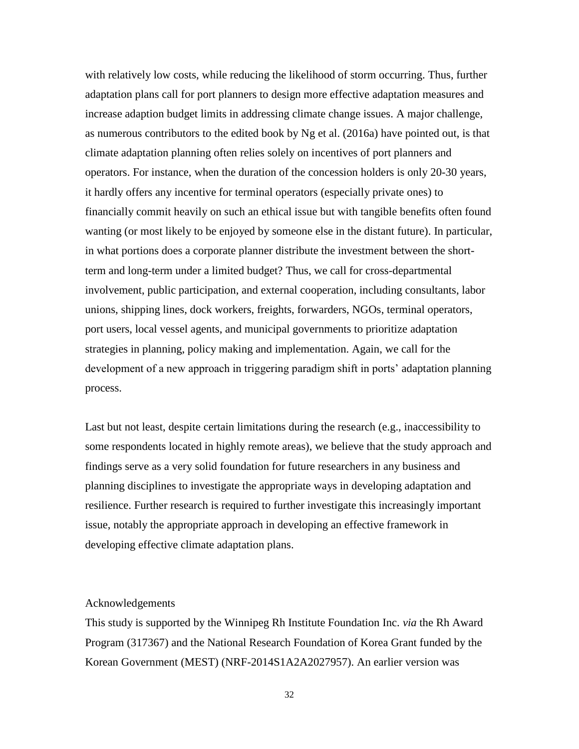with relatively low costs, while reducing the likelihood of storm occurring. Thus, further adaptation plans call for port planners to design more effective adaptation measures and increase adaption budget limits in addressing climate change issues. A major challenge, as numerous contributors to the edited book by Ng et al. (2016a) have pointed out, is that climate adaptation planning often relies solely on incentives of port planners and operators. For instance, when the duration of the concession holders is only 20-30 years, it hardly offers any incentive for terminal operators (especially private ones) to financially commit heavily on such an ethical issue but with tangible benefits often found wanting (or most likely to be enjoyed by someone else in the distant future). In particular, in what portions does a corporate planner distribute the investment between the short-term and long-term under a limited budget? Thus, we call for cross-departmental involvement, public participation, and external cooperation, including consultants, labor unions, shipping lines, dock workers, freights, forwarders, NGOs, terminal operators, port users, local vessel agents, and municipal governments to prioritize adaptation strategies in planning, policy making and implementation. Again, we call for the development of a new approach in triggering paradigm shift in ports' adaptation planning process.

Last but not least, despite certain limitations during the research (e.g., inaccessibility to some respondents located in highly remote areas), we believe that the study approach and findings serve as a very solid foundation for future researchers in any business and planning disciplines to investigate the appropriate ways in developing adaptation and resilience. Further research is required to further investigate this increasingly important issue, notably the appropriate approach in developing an effective framework in developing effective climate adaptation plans.

## Acknowledgements

This study is supported by the Winnipeg Rh Institute Foundation Inc. *via* the Rh Award Program (317367) and the National Research Foundation of Korea Grant funded by the Korean Government (MEST) (NRF-2014S1A2A2027957). An earlier version was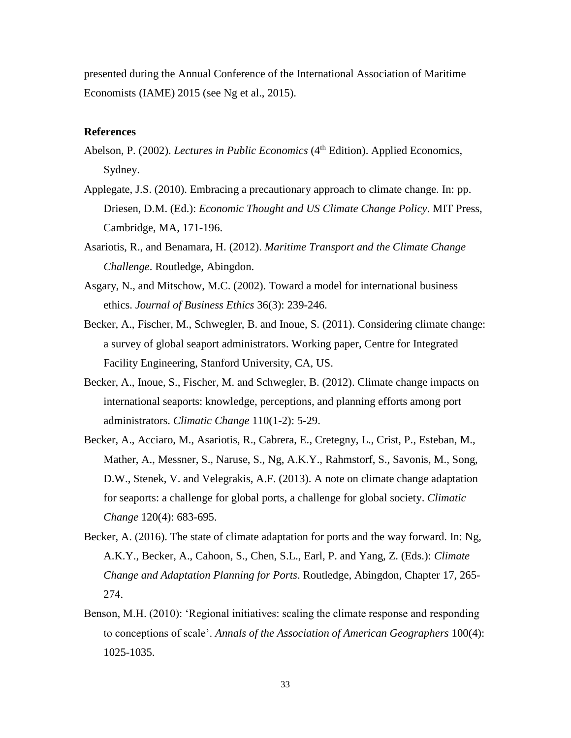presented during the Annual Conference of the International Association of Maritime Economists (IAME) 2015 (see Ng et al., 2015).

**References**

Abelson, P. (2002). *Lectures in Public Economics* (4th Edition). Applied Economics, Sydney.

Applegate, J.S. (2010). Embracing a precautionary approach to climate change. In: pp. Driesen, D.M. (Ed.): *Economic Thought and US Climate Change Policy*. MIT Press, Cambridge, MA, 171-196.

Asariotis, R., and Benamara, H. (2012). *Maritime Transport and the Climate Change Challenge*. Routledge, Abingdon.

Asgary, N., and Mitschow, M.C. (2002). Toward a model for international business ethics. *Journal of Business Ethics* 36(3): 239-246.

Becker, A., Fischer, M., Schwegler, B. and Inoue, S. (2011). Considering climate change: a survey of global seaport administrators. Working paper, Centre for Integrated Facility Engineering, Stanford University, CA, US.

Becker, A., Inoue, S., Fischer, M. and Schwegler, B. (2012). Climate change impacts on international seaports: knowledge, perceptions, and planning efforts among port administrators. *Climatic Change* 110(1-2): 5-29.

Becker, A., Acciaro, M., Asariotis, R., Cabrera, E., Cretegny, L., Crist, P., Esteban, M., Mather, A., Messner, S., Naruse, S., Ng, A.K.Y., Rahmstorf, S., Savonis, M., Song, D.W., Stenek, V. and Velegrakis, A.F. (2013). A note on climate change adaptation for seaports: a challenge for global ports, a challenge for global society. *Climatic Change* 120(4): 683-695.

Becker, A. (2016). The state of climate adaptation for ports and the way forward. In: Ng, A.K.Y., Becker, A., Cahoon, S., Chen, S.L., Earl, P. and Yang, Z. (Eds.): *Climate Change and Adaptation Planning for Ports*. Routledge, Abingdon, Chapter 17, 265-274.

Benson, M.H. (2010): 'Regional initiatives: scaling the climate response and responding to conceptions of scale'. *Annals of the Association of American Geographers* 100(4): 1025-1035.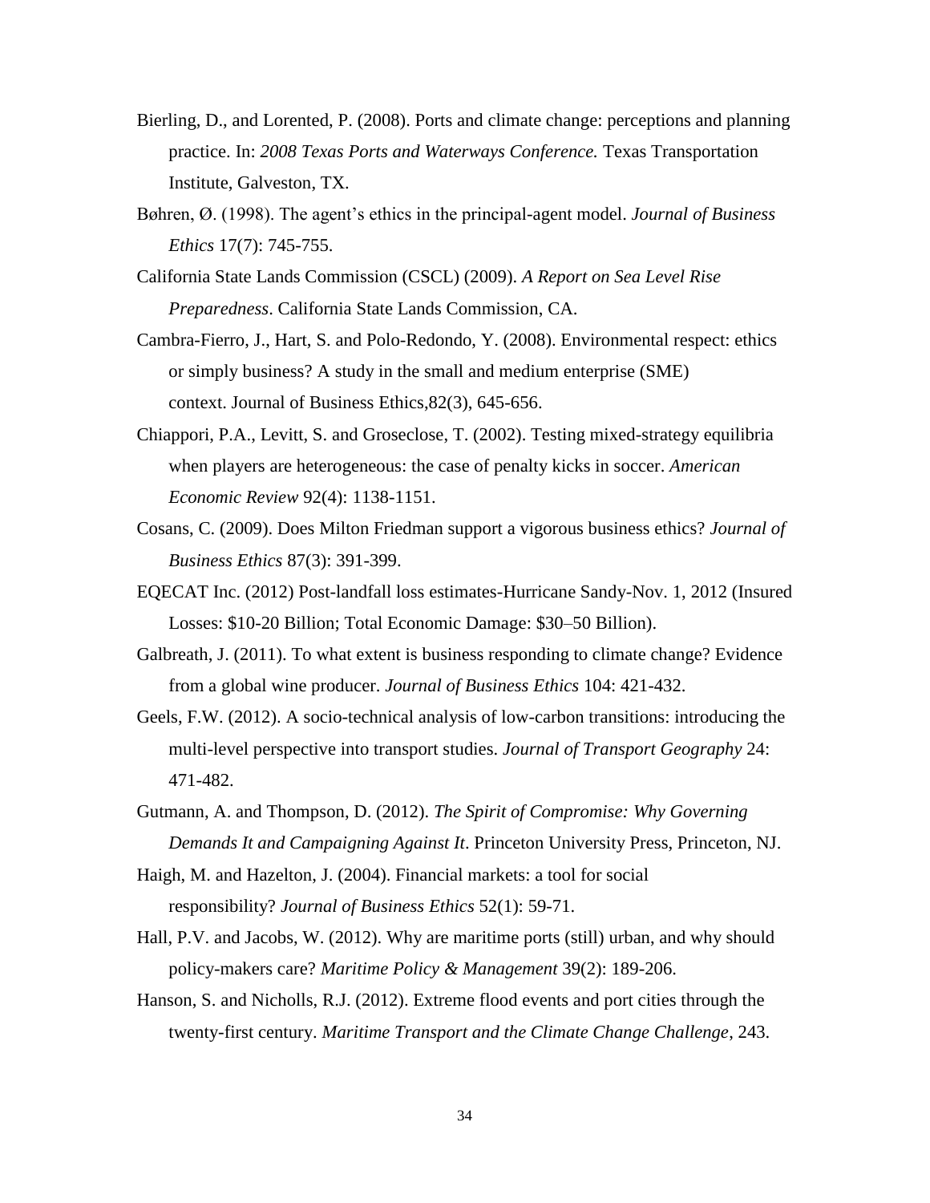Bierling, D., and Lorented, P. (2008). Ports and climate change: perceptions and planning practice. In: *2008 Texas Ports and Waterways Conference.* Texas Transportation Institute, Galveston, TX.

Bøhren, Ø. (1998). The agent's ethics in the principal-agent model. *Journal of Business Ethics* 17(7): 745-755.

California State Lands Commission (CSCL) (2009). *A Report on Sea Level Rise Preparedness*. California State Lands Commission, CA.

Cambra-Fierro, J., Hart, S. and Polo-Redondo, Y. (2008). Environmental respect: ethics or simply business? A study in the small and medium enterprise (SME) context. Journal of Business Ethics,82(3), 645-656.

Chiappori, P.A., Levitt, S. and Groseclose, T. (2002). Testing mixed-strategy equilibria when players are heterogeneous: the case of penalty kicks in soccer. *American Economic Review* 92(4): 1138-1151.

Cosans, C. (2009). Does Milton Friedman support a vigorous business ethics? *Journal of Business Ethics* 87(3): 391-399.

EQECAT Inc. (2012) Post-landfall loss estimates-Hurricane Sandy-Nov. 1, 2012 (Insured Losses: $10-20 Billion; Total Economic Damage: $30–50 Billion).

Galbreath, J. (2011). To what extent is business responding to climate change? Evidence from a global wine producer. *Journal of Business Ethics* 104: 421-432.

Geels, F.W. (2012). A socio-technical analysis of low-carbon transitions: introducing the multi-level perspective into transport studies. *Journal of Transport Geography* 24: 471-482.

Gutmann, A. and Thompson, D. (2012). *The Spirit of Compromise: Why Governing Demands It and Campaigning Against It*. Princeton University Press, Princeton, NJ.

Haigh, M. and Hazelton, J. (2004). Financial markets: a tool for social responsibility? *Journal of Business Ethics* 52(1): 59-71.

Hall, P.V. and Jacobs, W. (2012). Why are maritime ports (still) urban, and why should policy-makers care? *Maritime Policy & Management* 39(2): 189-206.

Hanson, S. and Nicholls, R.J. (2012). Extreme flood events and port cities through the twenty-first century. *Maritime Transport and the Climate Change Challenge*, 243.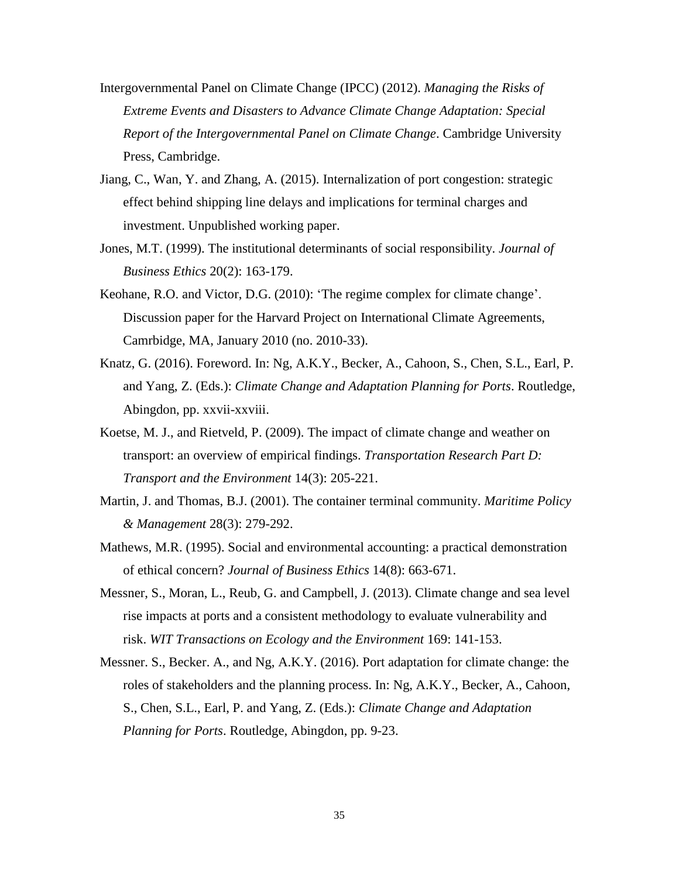Intergovernmental Panel on Climate Change (IPCC) (2012). *Managing the Risks of Extreme Events and Disasters to Advance Climate Change Adaptation: Special Report of the Intergovernmental Panel on Climate Change*. Cambridge University Press, Cambridge.

Jiang, C., Wan, Y. and Zhang, A. (2015). Internalization of port congestion: strategic effect behind shipping line delays and implications for terminal charges and investment. Unpublished working paper.

Jones, M.T. (1999). The institutional determinants of social responsibility. *Journal of Business Ethics* 20(2): 163-179.

Keohane, R.O. and Victor, D.G. (2010): 'The regime complex for climate change'. Discussion paper for the Harvard Project on International Climate Agreements, Camrbidge, MA, January 2010 (no. 2010-33).

Knatz, G. (2016). Foreword. In: Ng, A.K.Y., Becker, A., Cahoon, S., Chen, S.L., Earl, P. and Yang, Z. (Eds.): *Climate Change and Adaptation Planning for Ports*. Routledge, Abingdon, pp. xxvii-xxviii.

Koetse, M. J., and Rietveld, P. (2009). The impact of climate change and weather on transport: an overview of empirical findings. *Transportation Research Part D: Transport and the Environment* 14(3): 205-221.

Martin, J. and Thomas, B.J. (2001). The container terminal community. *Maritime Policy & Management* 28(3): 279-292.

Mathews, M.R. (1995). Social and environmental accounting: a practical demonstration of ethical concern? *Journal of Business Ethics* 14(8): 663-671.

Messner, S., Moran, L., Reub, G. and Campbell, J. (2013). Climate change and sea level rise impacts at ports and a consistent methodology to evaluate vulnerability and risk. *WIT Transactions on Ecology and the Environment* 169: 141-153.

Messner. S., Becker. A., and Ng, A.K.Y. (2016). Port adaptation for climate change: the roles of stakeholders and the planning process. In: Ng, A.K.Y., Becker, A., Cahoon, S., Chen, S.L., Earl, P. and Yang, Z. (Eds.): *Climate Change and Adaptation Planning for Ports*. Routledge, Abingdon, pp. 9-23.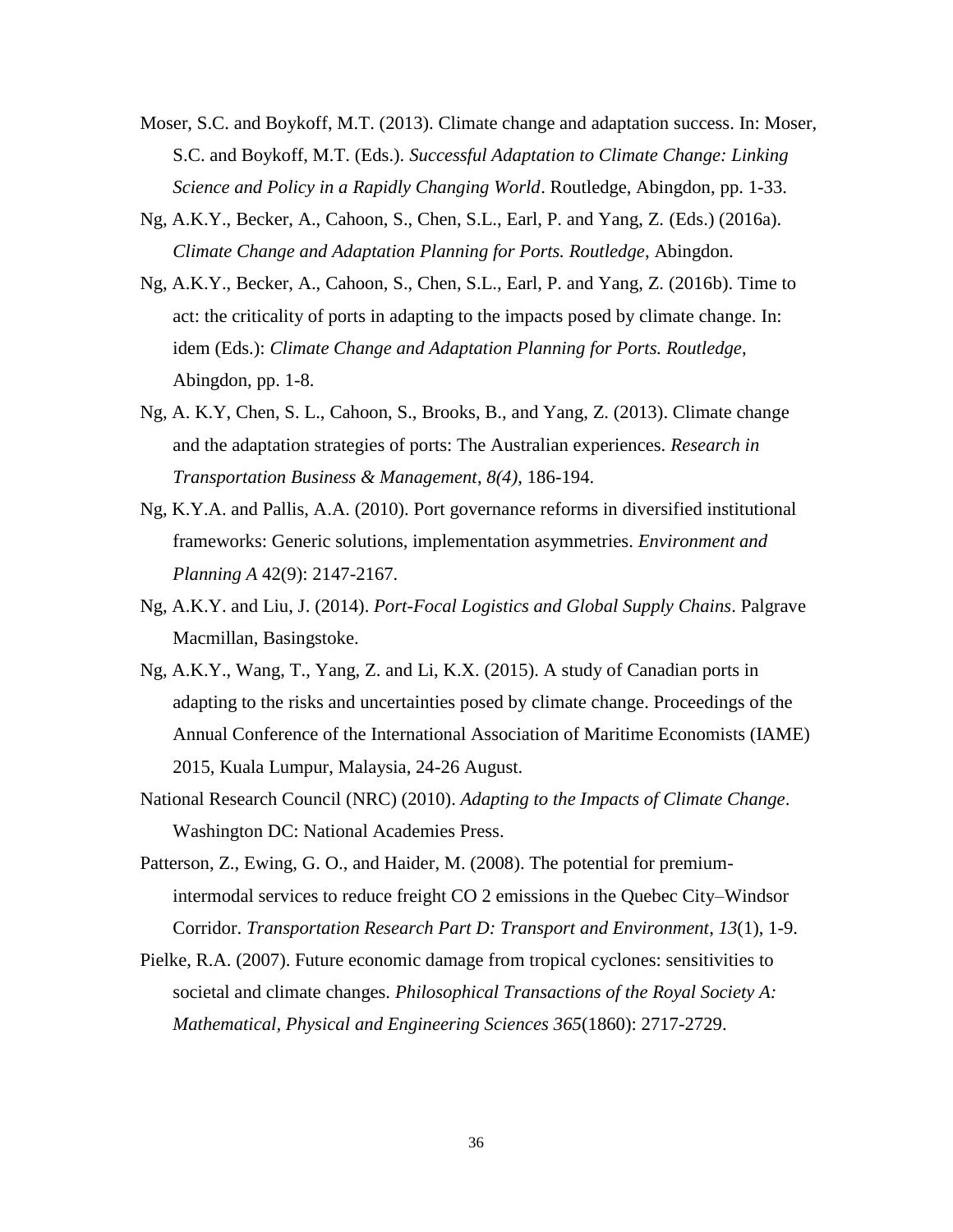Moser, S.C. and Boykoff, M.T. (2013). Climate change and adaptation success. In: Moser, S.C. and Boykoff, M.T. (Eds.). *Successful Adaptation to Climate Change: Linking Science and Policy in a Rapidly Changing World*. Routledge, Abingdon, pp. 1-33.

Ng, A.K.Y., Becker, A., Cahoon, S., Chen, S.L., Earl, P. and Yang, Z. (Eds.) (2016a). *Climate Change and Adaptation Planning for Ports. Routledge*, Abingdon.

Ng, A.K.Y., Becker, A., Cahoon, S., Chen, S.L., Earl, P. and Yang, Z. (2016b). Time to act: the criticality of ports in adapting to the impacts posed by climate change. In: idem (Eds.): *Climate Change and Adaptation Planning for Ports. Routledge*, Abingdon, pp. 1-8.

Ng, A. K.Y, Chen, S. L., Cahoon, S., Brooks, B., and Yang, Z. (2013). Climate change and the adaptation strategies of ports: The Australian experiences. *Research in Transportation Business & Management*, *8(4)*, 186-194.

Ng, K.Y.A. and Pallis, A.A. (2010). Port governance reforms in diversified institutional frameworks: Generic solutions, implementation asymmetries. *Environment and Planning A* 42(9): 2147-2167.

Ng, A.K.Y. and Liu, J. (2014). *Port-Focal Logistics and Global Supply Chains*. Palgrave Macmillan, Basingstoke.

Ng, A.K.Y., Wang, T., Yang, Z. and Li, K.X. (2015). A study of Canadian ports in adapting to the risks and uncertainties posed by climate change. Proceedings of the Annual Conference of the International Association of Maritime Economists (IAME) 2015, Kuala Lumpur, Malaysia, 24-26 August.

National Research Council (NRC) (2010). *Adapting to the Impacts of Climate Change*. Washington DC: National Academies Press.

Patterson, Z., Ewing, G. O., and Haider, M. (2008). The potential for premium-intermodal services to reduce freight CO 2 emissions in the Quebec City–Windsor Corridor. *Transportation Research Part D: Transport and Environment*, *13*(1), 1-9.

Pielke, R.A. (2007). Future economic damage from tropical cyclones: sensitivities to societal and climate changes. *Philosophical Transactions of the Royal Society A: Mathematical, Physical and Engineering Sciences 365*(1860): 2717-2729.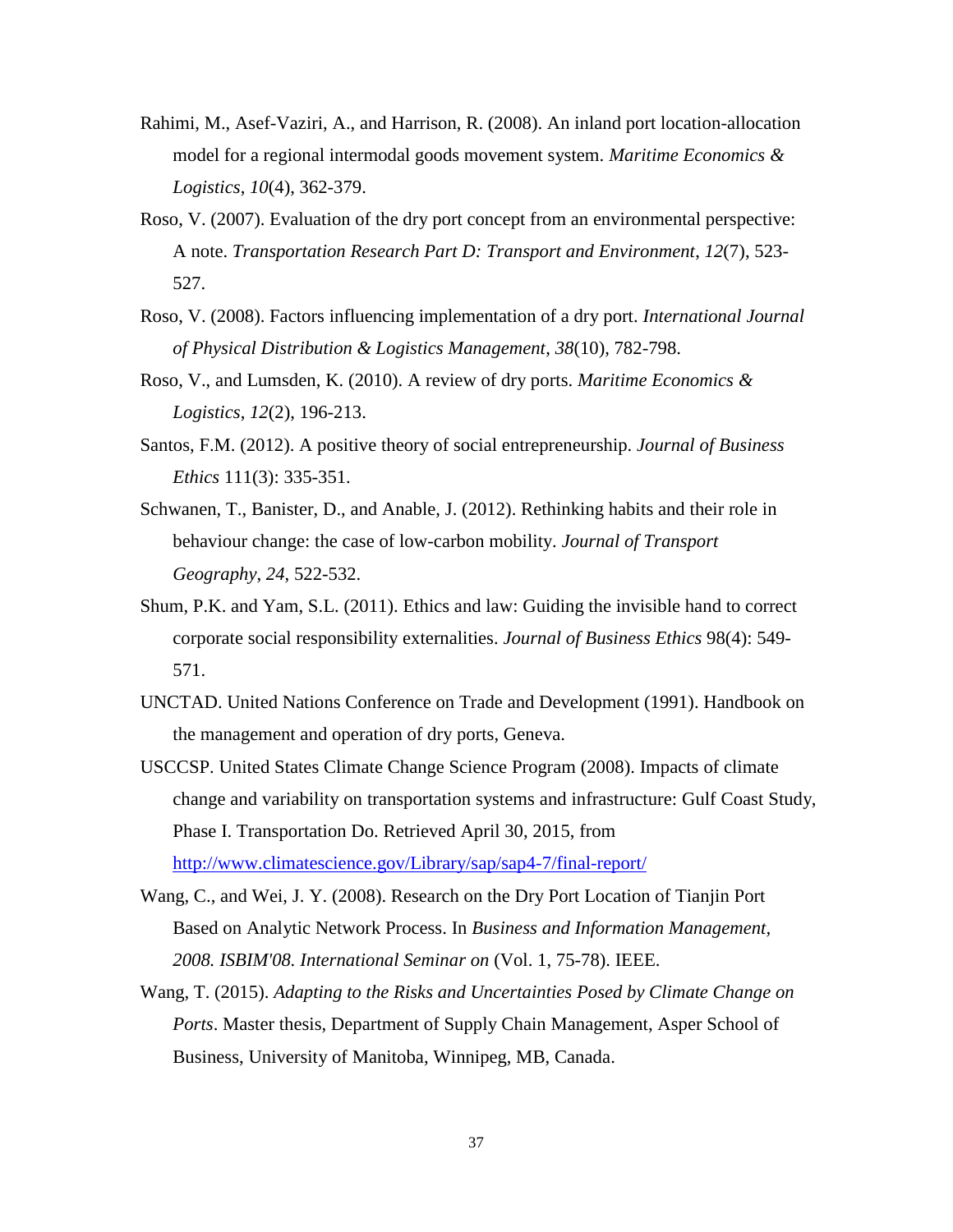Rahimi, M., Asef-Vaziri, A., and Harrison, R. (2008). An inland port location-allocation model for a regional intermodal goods movement system. *Maritime Economics & Logistics*, *10*(4), 362-379.

Roso, V. (2007). Evaluation of the dry port concept from an environmental perspective: A note. *Transportation Research Part D: Transport and Environment*, *12*(7), 523-527.

Roso, V. (2008). Factors influencing implementation of a dry port. *International Journal of Physical Distribution & Logistics Management*, *38*(10), 782-798.

Roso, V., and Lumsden, K. (2010). A review of dry ports. *Maritime Economics & Logistics*, *12*(2), 196-213.

Santos, F.M. (2012). A positive theory of social entrepreneurship. *Journal of Business Ethics* 111(3): 335-351.

Schwanen, T., Banister, D., and Anable, J. (2012). Rethinking habits and their role in behaviour change: the case of low-carbon mobility. *Journal of Transport Geography*, *24*, 522-532.

Shum, P.K. and Yam, S.L. (2011). Ethics and law: Guiding the invisible hand to correct corporate social responsibility externalities. *Journal of Business Ethics* 98(4): 549-571.

UNCTAD. United Nations Conference on Trade and Development (1991). Handbook on the management and operation of dry ports, Geneva.

USCCSP. United States Climate Change Science Program (2008). Impacts of climate change and variability on transportation systems and infrastructure: Gulf Coast Study, Phase I. Transportation Do. Retrieved April 30, 2015, from http://www.climatescience.gov/Library/sap/sap4-7/final-report/

Wang, C., and Wei, J. Y. (2008). Research on the Dry Port Location of Tianjin Port Based on Analytic Network Process. In *Business and Information Management, 2008. ISBIM'08. International Seminar on* (Vol. 1, 75-78). IEEE.

Wang, T. (2015). *Adapting to the Risks and Uncertainties Posed by Climate Change on Ports*. Master thesis, Department of Supply Chain Management, Asper School of Business, University of Manitoba, Winnipeg, MB, Canada.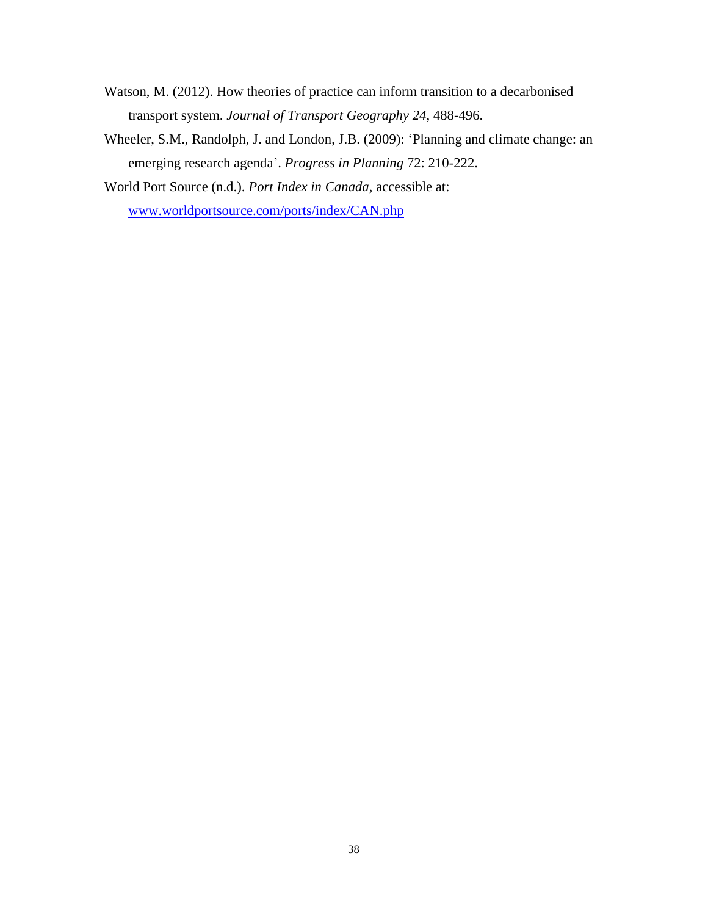Watson, M. (2012). How theories of practice can inform transition to a decarbonised transport system. *Journal of Transport Geography 24*, 488-496.

Wheeler, S.M., Randolph, J. and London, J.B. (2009): 'Planning and climate change: an emerging research agenda'. *Progress in Planning* 72: 210-222.

World Port Source (n.d.). *Port Index in Canada*, accessible at: [www.worldportsource.com/ports/index/CAN.php](www.worldportsource.com/ports/index/CAN.php)